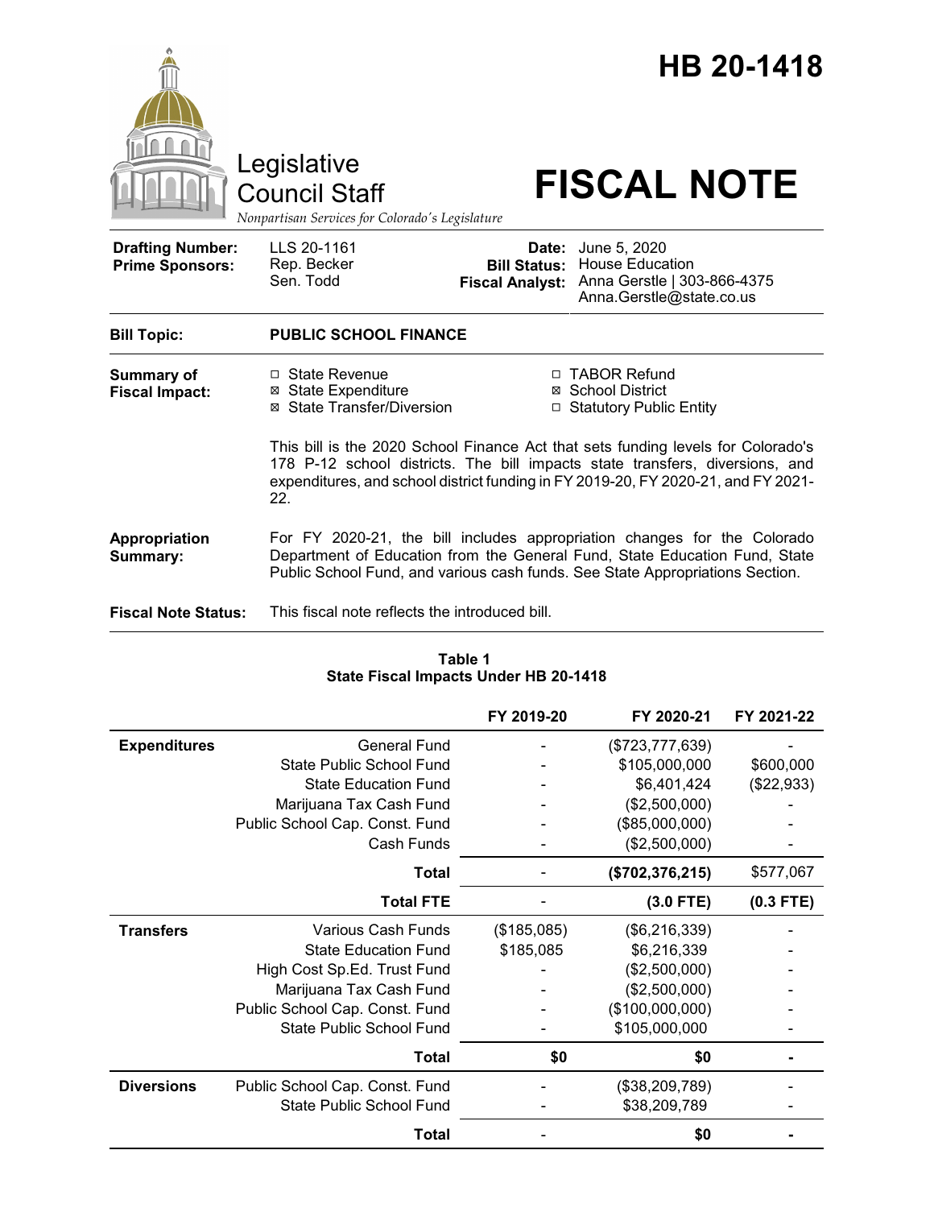# HB 20-1418

Legislative Council Staff

*Nonpartisan Services for Colorado's Legislature*

# FISCAL NOTE

| | | | |
|---|---|---|---|
| **Drafting Number:** | LLS 20-1161 | **Date:** | June 5, 2020 |
| **Prime Sponsors:** | Rep. Becker<br>Sen. Todd | **Bill Status:** | House Education |
| | | **Fiscal Analyst:** | Anna Gerstle \| 303-866-4375<br>Anna.Gerstle@state.co.us |

**Bill Topic:** **PUBLIC SCHOOL FINANCE**

**Summary of Fiscal Impact:**

- ☐ State Revenue
- ☒ State Expenditure
- ☒ State Transfer/Diversion
- ☐ TABOR Refund
- ☒ School District
- ☐ Statutory Public Entity

This bill is the 2020 School Finance Act that sets funding levels for Colorado's 178 P-12 school districts. The bill impacts state transfers, diversions, and expenditures, and school district funding in FY 2019-20, FY 2020-21, and FY 2021-22.

**Appropriation Summary:** For FY 2020-21, the bill includes appropriation changes for the Colorado Department of Education from the General Fund, State Education Fund, State Public School Fund, and various cash funds. See State Appropriations Section.

**Fiscal Note Status:** This fiscal note reflects the introduced bill.

**Table 1**
**State Fiscal Impacts Under HB 20-1418**

| | | FY 2019-20 | FY 2020-21 | FY 2021-22 |
|---|---|---|---|---|
| **Expenditures** | General Fund | - | ($723,777,639) | - |
| | State Public School Fund | - | $105,000,000 | $600,000 |
| | State Education Fund | - | $6,401,424 | ($22,933) |
| | Marijuana Tax Cash Fund | - | ($2,500,000) | - |
| | Public School Cap. Const. Fund | - | ($85,000,000) | - |
| | Cash Funds | - | ($2,500,000) | - |
| | **Total** | - | **($702,376,215)** | $577,067 |
| | **Total FTE** | - | **(3.0 FTE)** | **(0.3 FTE)** |
| **Transfers** | Various Cash Funds | ($185,085) | ($6,216,339) | - |
| | State Education Fund | $185,085 | $6,216,339 | - |
| | High Cost Sp.Ed. Trust Fund | - | ($2,500,000) | - |
| | Marijuana Tax Cash Fund | - | ($2,500,000) | - |
| | Public School Cap. Const. Fund | - | ($100,000,000) | - |
| | State Public School Fund | - | $105,000,000 | - |
| | **Total** | **$0** | **$0** | **-** |
| **Diversions** | Public School Cap. Const. Fund | - | ($38,209,789) | - |
| | State Public School Fund | - | $38,209,789 | - |
| | **Total** | - | **$0** | **-** |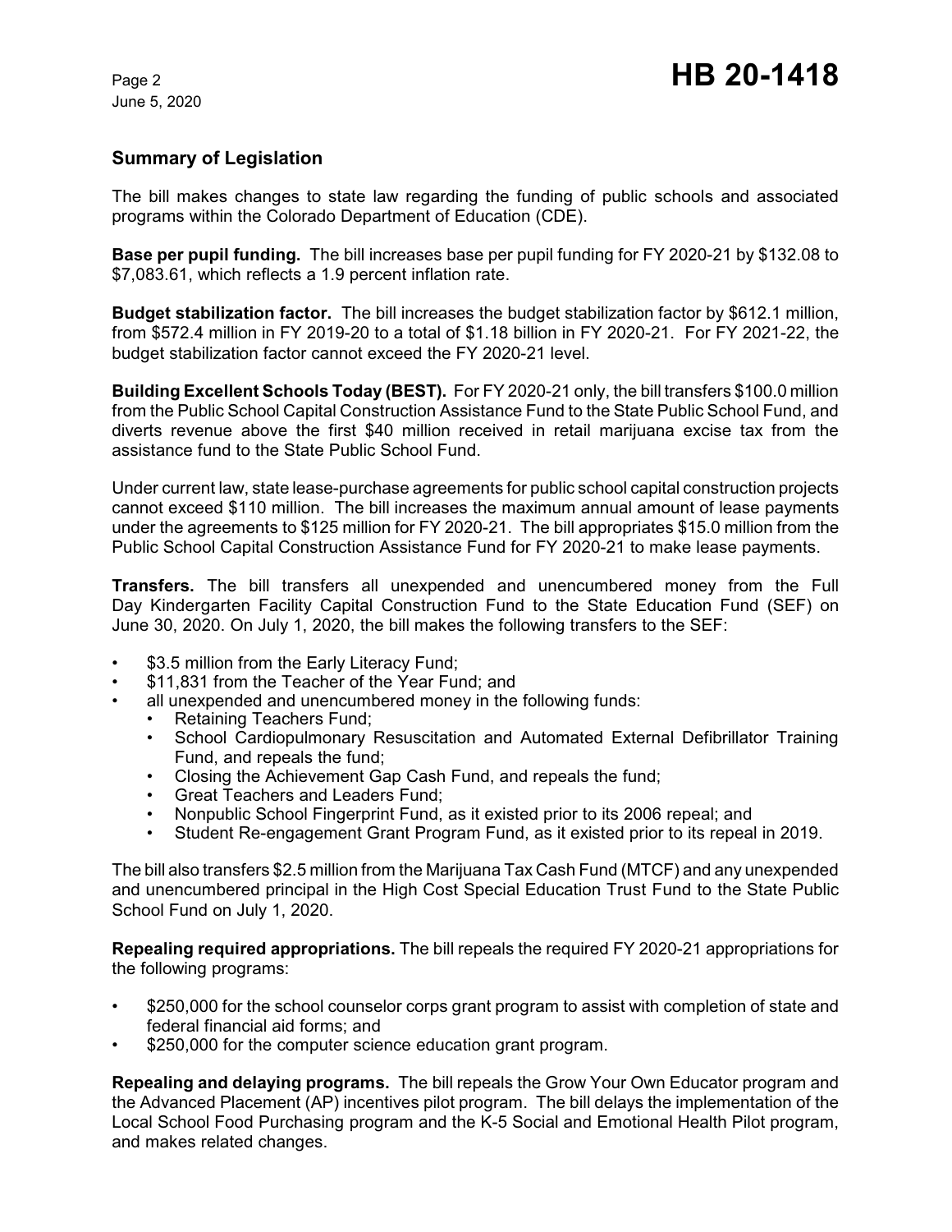## Summary of Legislation

The bill makes changes to state law regarding the funding of public schools and associated programs within the Colorado Department of Education (CDE).

**Base per pupil funding.** The bill increases base per pupil funding for FY 2020-21 by $132.08 to $7,083.61, which reflects a 1.9 percent inflation rate.

**Budget stabilization factor.** The bill increases the budget stabilization factor by $612.1 million, from $572.4 million in FY 2019-20 to a total of $1.18 billion in FY 2020-21. For FY 2021-22, the budget stabilization factor cannot exceed the FY 2020-21 level.

**Building Excellent Schools Today (BEST).** For FY 2020-21 only, the bill transfers $100.0 million from the Public School Capital Construction Assistance Fund to the State Public School Fund, and diverts revenue above the first $40 million received in retail marijuana excise tax from the assistance fund to the State Public School Fund.

Under current law, state lease-purchase agreements for public school capital construction projects cannot exceed $110 million. The bill increases the maximum annual amount of lease payments under the agreements to $125 million for FY 2020-21. The bill appropriates $15.0 million from the Public School Capital Construction Assistance Fund for FY 2020-21 to make lease payments.

**Transfers.** The bill transfers all unexpended and unencumbered money from the Full Day Kindergarten Facility Capital Construction Fund to the State Education Fund (SEF) on June 30, 2020. On July 1, 2020, the bill makes the following transfers to the SEF:

- $3.5 million from the Early Literacy Fund;
- $11,831 from the Teacher of the Year Fund; and
- all unexpended and unencumbered money in the following funds:
  - Retaining Teachers Fund;
  - School Cardiopulmonary Resuscitation and Automated External Defibrillator Training Fund, and repeals the fund;
  - Closing the Achievement Gap Cash Fund, and repeals the fund;
  - Great Teachers and Leaders Fund;
  - Nonpublic School Fingerprint Fund, as it existed prior to its 2006 repeal; and
  - Student Re-engagement Grant Program Fund, as it existed prior to its repeal in 2019.

The bill also transfers $2.5 million from the Marijuana Tax Cash Fund (MTCF) and any unexpended and unencumbered principal in the High Cost Special Education Trust Fund to the State Public School Fund on July 1, 2020.

**Repealing required appropriations.** The bill repeals the required FY 2020-21 appropriations for the following programs:

- $250,000 for the school counselor corps grant program to assist with completion of state and federal financial aid forms; and
- $250,000 for the computer science education grant program.

**Repealing and delaying programs.** The bill repeals the Grow Your Own Educator program and the Advanced Placement (AP) incentives pilot program. The bill delays the implementation of the Local School Food Purchasing program and the K-5 Social and Emotional Health Pilot program, and makes related changes.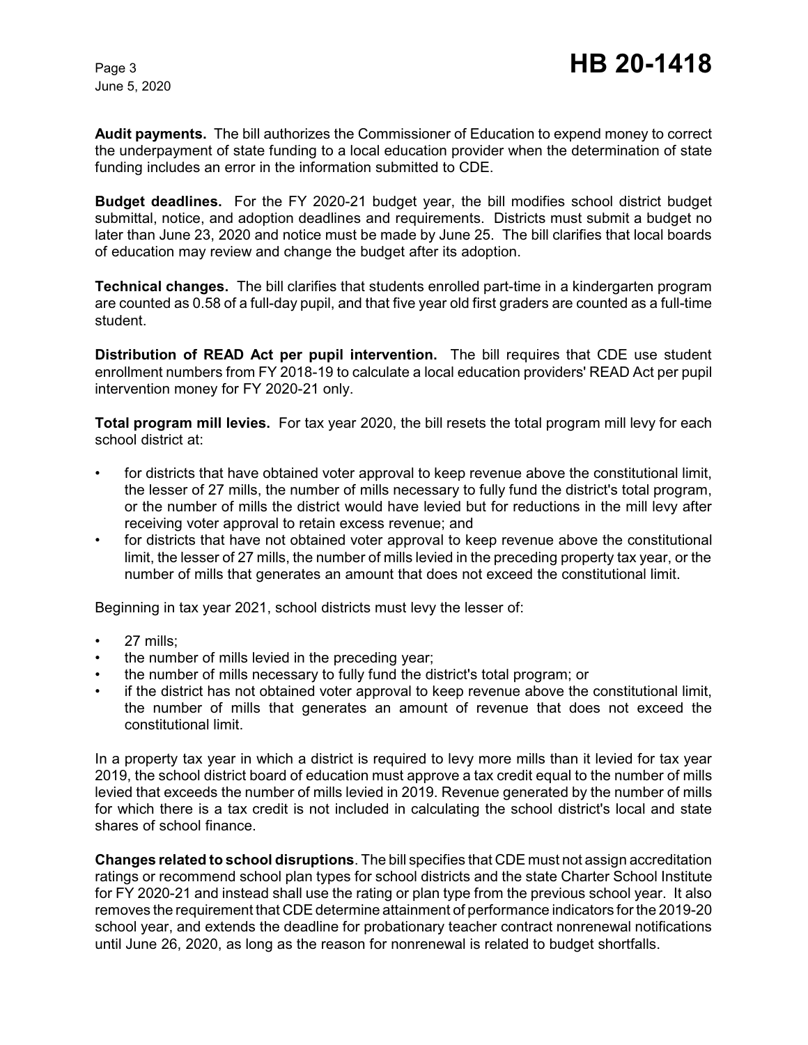**Audit payments.** The bill authorizes the Commissioner of Education to expend money to correct the underpayment of state funding to a local education provider when the determination of state funding includes an error in the information submitted to CDE.

**Budget deadlines.** For the FY 2020-21 budget year, the bill modifies school district budget submittal, notice, and adoption deadlines and requirements. Districts must submit a budget no later than June 23, 2020 and notice must be made by June 25. The bill clarifies that local boards of education may review and change the budget after its adoption.

**Technical changes.** The bill clarifies that students enrolled part-time in a kindergarten program are counted as 0.58 of a full-day pupil, and that five year old first graders are counted as a full-time student.

**Distribution of READ Act per pupil intervention.** The bill requires that CDE use student enrollment numbers from FY 2018-19 to calculate a local education providers' READ Act per pupil intervention money for FY 2020-21 only.

**Total program mill levies.** For tax year 2020, the bill resets the total program mill levy for each school district at:

- for districts that have obtained voter approval to keep revenue above the constitutional limit, the lesser of 27 mills, the number of mills necessary to fully fund the district's total program, or the number of mills the district would have levied but for reductions in the mill levy after receiving voter approval to retain excess revenue; and
- for districts that have not obtained voter approval to keep revenue above the constitutional limit, the lesser of 27 mills, the number of mills levied in the preceding property tax year, or the number of mills that generates an amount that does not exceed the constitutional limit.

Beginning in tax year 2021, school districts must levy the lesser of:

- 27 mills;
- the number of mills levied in the preceding year;
- the number of mills necessary to fully fund the district's total program; or
- if the district has not obtained voter approval to keep revenue above the constitutional limit, the number of mills that generates an amount of revenue that does not exceed the constitutional limit.

In a property tax year in which a district is required to levy more mills than it levied for tax year 2019, the school district board of education must approve a tax credit equal to the number of mills levied that exceeds the number of mills levied in 2019. Revenue generated by the number of mills for which there is a tax credit is not included in calculating the school district's local and state shares of school finance.

**Changes related to school disruptions**. The bill specifies that CDE must not assign accreditation ratings or recommend school plan types for school districts and the state Charter School Institute for FY 2020-21 and instead shall use the rating or plan type from the previous school year. It also removes the requirement that CDE determine attainment of performance indicators for the 2019-20 school year, and extends the deadline for probationary teacher contract nonrenewal notifications until June 26, 2020, as long as the reason for nonrenewal is related to budget shortfalls.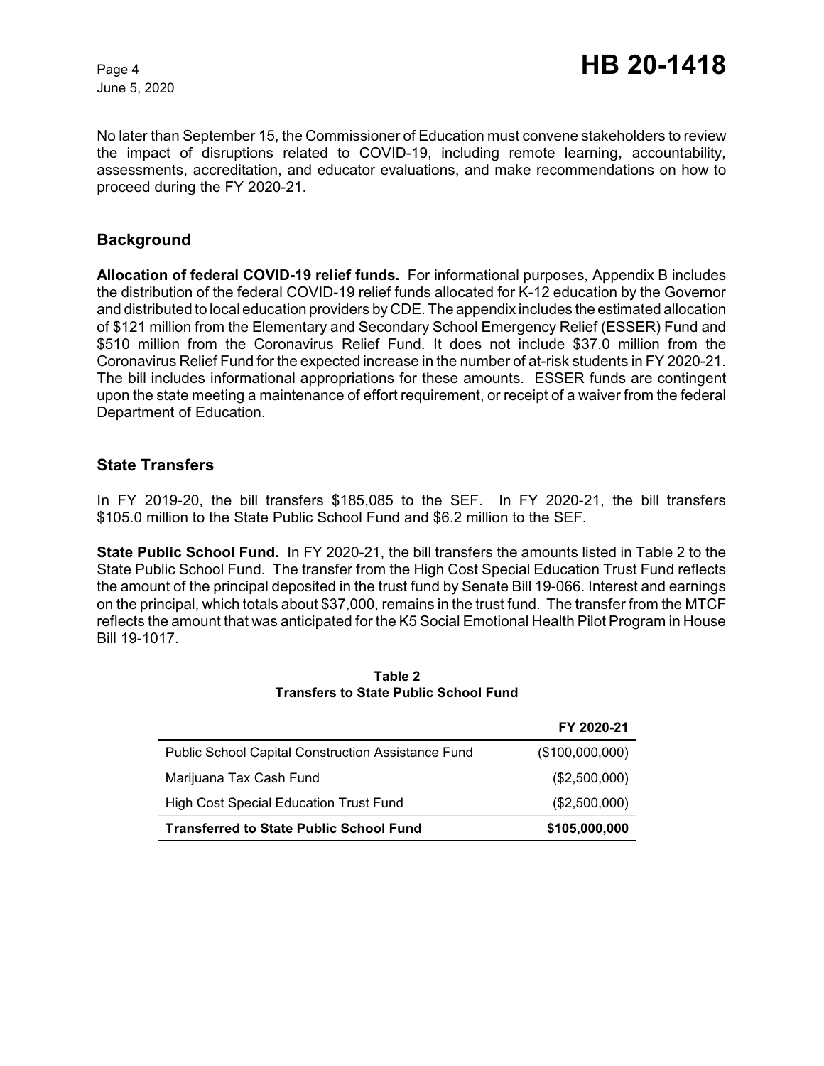No later than September 15, the Commissioner of Education must convene stakeholders to review the impact of disruptions related to COVID-19, including remote learning, accountability, assessments, accreditation, and educator evaluations, and make recommendations on how to proceed during the FY 2020-21.

## Background

**Allocation of federal COVID-19 relief funds.** For informational purposes, Appendix B includes the distribution of the federal COVID-19 relief funds allocated for K-12 education by the Governor and distributed to local education providers by CDE. The appendix includes the estimated allocation of $121 million from the Elementary and Secondary School Emergency Relief (ESSER) Fund and $510 million from the Coronavirus Relief Fund. It does not include $37.0 million from the Coronavirus Relief Fund for the expected increase in the number of at-risk students in FY 2020-21. The bill includes informational appropriations for these amounts. ESSER funds are contingent upon the state meeting a maintenance of effort requirement, or receipt of a waiver from the federal Department of Education.

## State Transfers

In FY 2019-20, the bill transfers $185,085 to the SEF. In FY 2020-21, the bill transfers $105.0 million to the State Public School Fund and $6.2 million to the SEF.

**State Public School Fund.** In FY 2020-21, the bill transfers the amounts listed in Table 2 to the State Public School Fund. The transfer from the High Cost Special Education Trust Fund reflects the amount of the principal deposited in the trust fund by Senate Bill 19-066. Interest and earnings on the principal, which totals about $37,000, remains in the trust fund. The transfer from the MTCF reflects the amount that was anticipated for the K5 Social Emotional Health Pilot Program in House Bill 19-1017.

**Table 2**
**Transfers to State Public School Fund**

| | FY 2020-21 |
|---|---|
| Public School Capital Construction Assistance Fund | ($100,000,000) |
| Marijuana Tax Cash Fund | ($2,500,000) |
| High Cost Special Education Trust Fund | ($2,500,000) |
| **Transferred to State Public School Fund** | **$105,000,000** |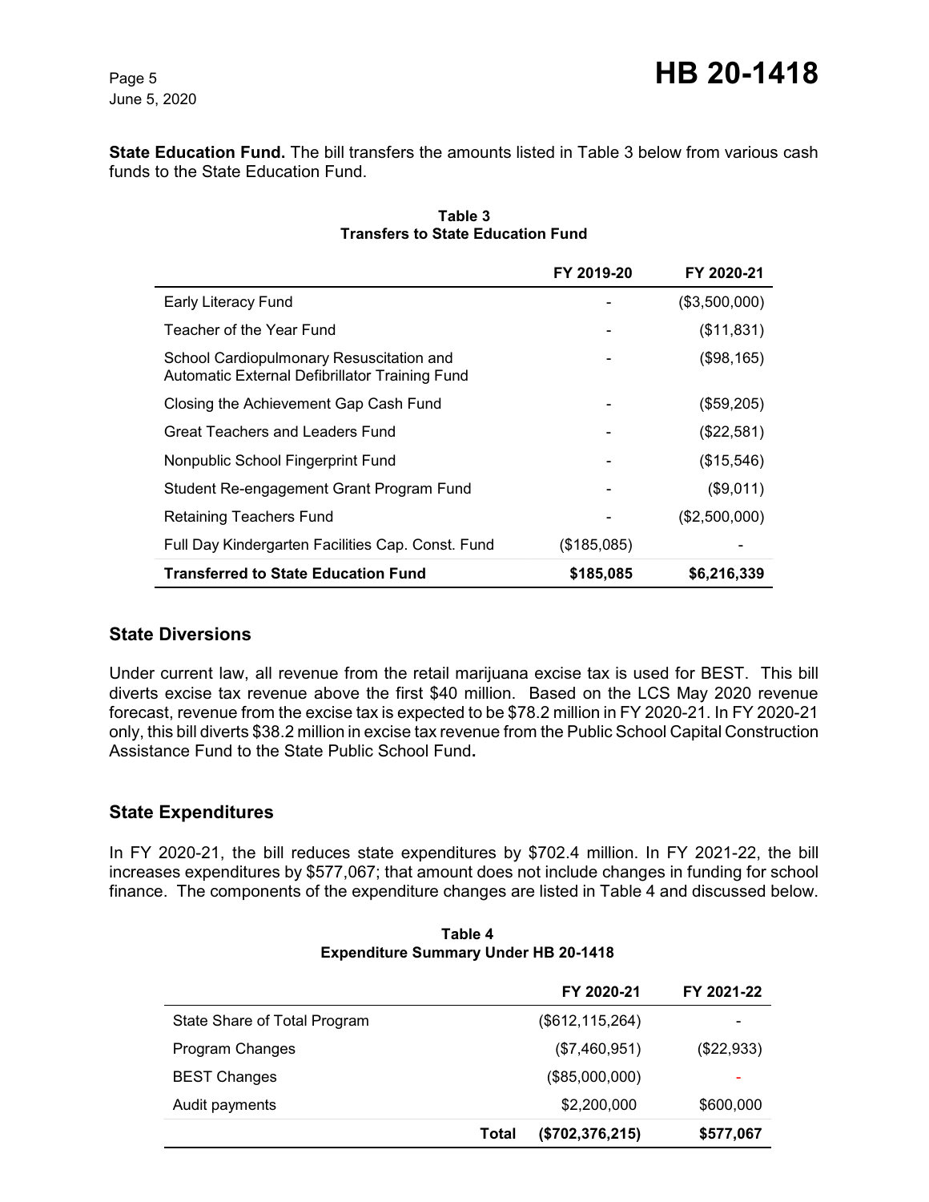**State Education Fund.** The bill transfers the amounts listed in Table 3 below from various cash funds to the State Education Fund.

**Table 3**
**Transfers to State Education Fund**

| | FY 2019-20 | FY 2020-21 |
|---|---|---|
| Early Literacy Fund | - | ($3,500,000) |
| Teacher of the Year Fund | - | ($11,831) |
| School Cardiopulmonary Resuscitation and Automatic External Defibrillator Training Fund | - | ($98,165) |
| Closing the Achievement Gap Cash Fund | - | ($59,205) |
| Great Teachers and Leaders Fund | - | ($22,581) |
| Nonpublic School Fingerprint Fund | - | ($15,546) |
| Student Re-engagement Grant Program Fund | - | ($9,011) |
| Retaining Teachers Fund | - | ($2,500,000) |
| Full Day Kindergarten Facilities Cap. Const. Fund | ($185,085) | - |
| **Transferred to State Education Fund** | **$185,085** | **$6,216,339** |

## State Diversions

Under current law, all revenue from the retail marijuana excise tax is used for BEST. This bill diverts excise tax revenue above the first $40 million. Based on the LCS May 2020 revenue forecast, revenue from the excise tax is expected to be $78.2 million in FY 2020-21. In FY 2020-21 only, this bill diverts $38.2 million in excise tax revenue from the Public School Capital Construction Assistance Fund to the State Public School Fund**.**

## State Expenditures

In FY 2020-21, the bill reduces state expenditures by $702.4 million. In FY 2021-22, the bill increases expenditures by $577,067; that amount does not include changes in funding for school finance. The components of the expenditure changes are listed in Table 4 and discussed below.

**Table 4**
**Expenditure Summary Under HB 20-1418**

| | FY 2020-21 | FY 2021-22 |
|---|---|---|
| State Share of Total Program | ($612,115,264) | - |
| Program Changes | ($7,460,951) | ($22,933) |
| BEST Changes | ($85,000,000) | - |
| Audit payments | $2,200,000 | $600,000 |
| **Total** | **($702,376,215)** | **$577,067** |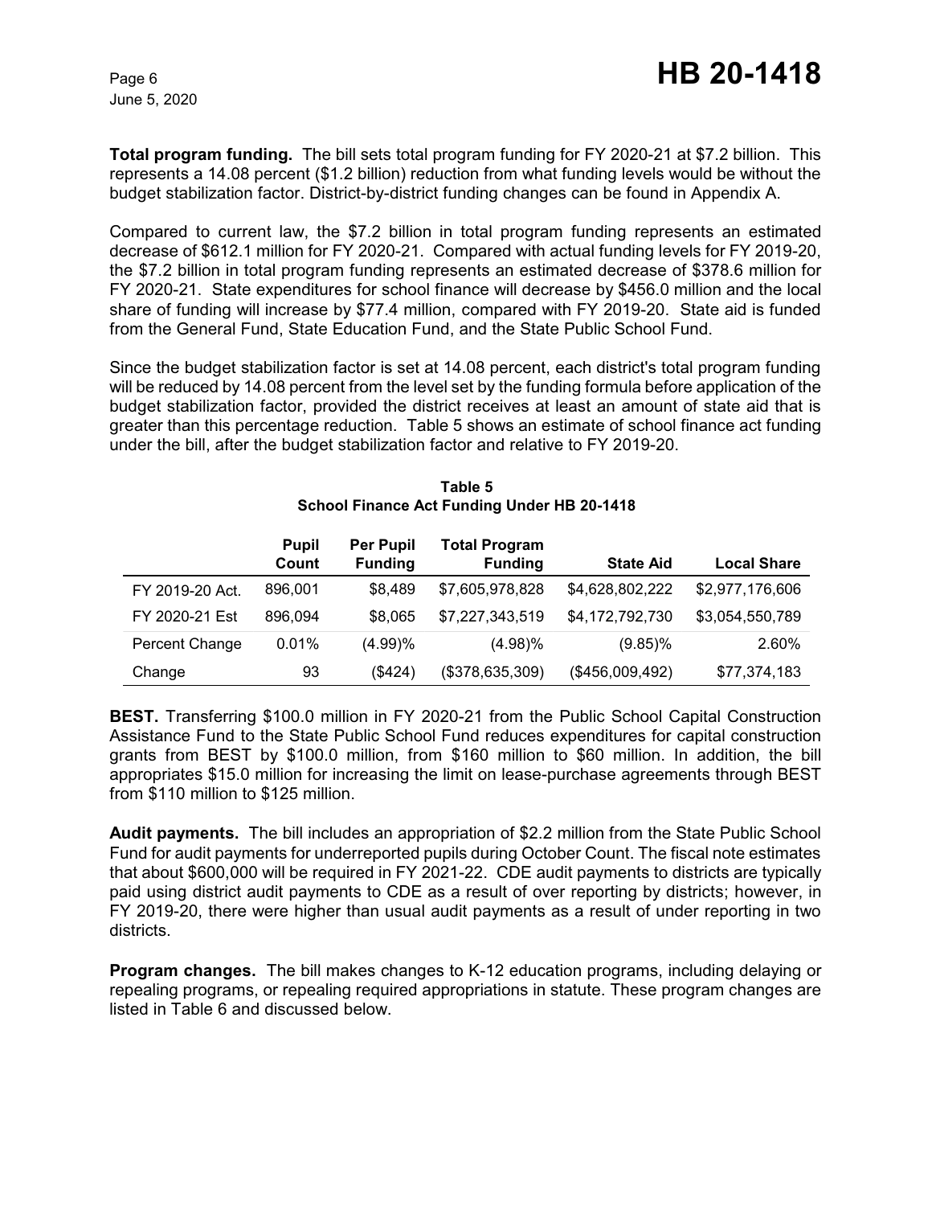**Total program funding.** The bill sets total program funding for FY 2020-21 at $7.2 billion. This represents a 14.08 percent ($1.2 billion) reduction from what funding levels would be without the budget stabilization factor. District-by-district funding changes can be found in Appendix A.

Compared to current law, the $7.2 billion in total program funding represents an estimated decrease of $612.1 million for FY 2020-21. Compared with actual funding levels for FY 2019-20, the $7.2 billion in total program funding represents an estimated decrease of $378.6 million for FY 2020-21. State expenditures for school finance will decrease by $456.0 million and the local share of funding will increase by $77.4 million, compared with FY 2019-20. State aid is funded from the General Fund, State Education Fund, and the State Public School Fund.

Since the budget stabilization factor is set at 14.08 percent, each district's total program funding will be reduced by 14.08 percent from the level set by the funding formula before application of the budget stabilization factor, provided the district receives at least an amount of state aid that is greater than this percentage reduction. Table 5 shows an estimate of school finance act funding under the bill, after the budget stabilization factor and relative to FY 2019-20.

**Table 5**
**School Finance Act Funding Under HB 20-1418**

| | Pupil Count | Per Pupil Funding | Total Program Funding | State Aid | Local Share |
|---|---|---|---|---|---|
| FY 2019-20 Act. | 896,001 | $8,489 | $7,605,978,828 | $4,628,802,222 | $2,977,176,606 |
| FY 2020-21 Est | 896,094 | $8,065 | $7,227,343,519 | $4,172,792,730 | $3,054,550,789 |
| Percent Change | 0.01% | (4.99)% | (4.98)% | (9.85)% | 2.60% |
| Change | 93 | ($424) | ($378,635,309) | ($456,009,492) | $77,374,183 |

**BEST.** Transferring $100.0 million in FY 2020-21 from the Public School Capital Construction Assistance Fund to the State Public School Fund reduces expenditures for capital construction grants from BEST by $100.0 million, from $160 million to $60 million. In addition, the bill appropriates $15.0 million for increasing the limit on lease-purchase agreements through BEST from $110 million to $125 million.

**Audit payments.** The bill includes an appropriation of $2.2 million from the State Public School Fund for audit payments for underreported pupils during October Count. The fiscal note estimates that about $600,000 will be required in FY 2021-22. CDE audit payments to districts are typically paid using district audit payments to CDE as a result of over reporting by districts; however, in FY 2019-20, there were higher than usual audit payments as a result of under reporting in two districts.

**Program changes.** The bill makes changes to K-12 education programs, including delaying or repealing programs, or repealing required appropriations in statute. These program changes are listed in Table 6 and discussed below.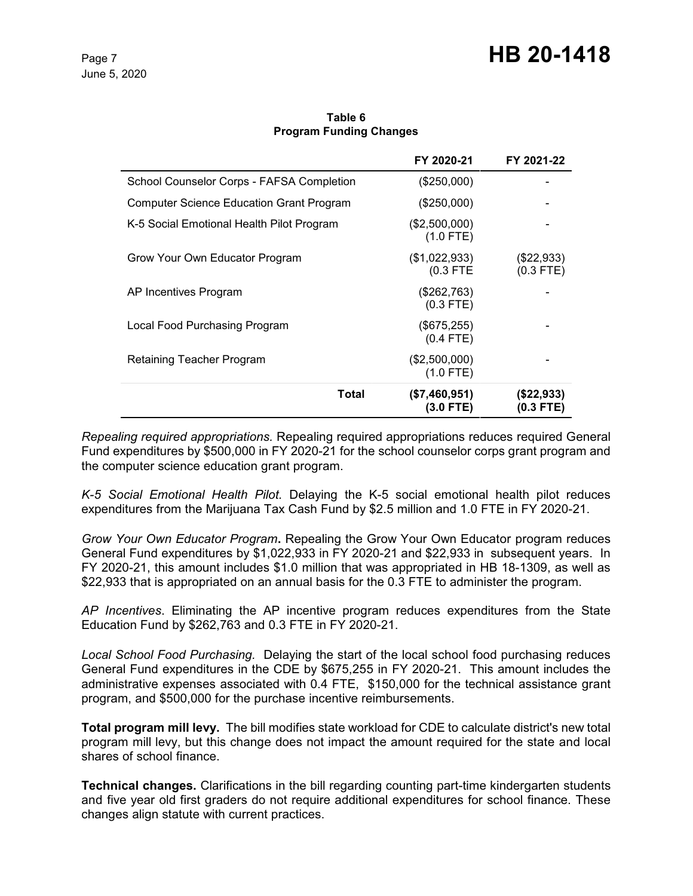**Table 6**
**Program Funding Changes**

| | FY 2020-21 | FY 2021-22 |
|---|---|---|
| School Counselor Corps - FAFSA Completion | ($250,000) | - |
| Computer Science Education Grant Program | ($250,000) | - |
| K-5 Social Emotional Health Pilot Program | ($2,500,000) (1.0 FTE) | - |
| Grow Your Own Educator Program | ($1,022,933) (0.3 FTE | ($22,933) (0.3 FTE) |
| AP Incentives Program | ($262,763) (0.3 FTE) | - |
| Local Food Purchasing Program | ($675,255) (0.4 FTE) | - |
| Retaining Teacher Program | ($2,500,000) (1.0 FTE) | - |
| **Total** | **($7,460,951) (3.0 FTE)** | **($22,933) (0.3 FTE)** |

*Repealing required appropriations.* Repealing required appropriations reduces required General Fund expenditures by $500,000 in FY 2020-21 for the school counselor corps grant program and the computer science education grant program.

*K-5 Social Emotional Health Pilot.* Delaying the K-5 social emotional health pilot reduces expenditures from the Marijuana Tax Cash Fund by $2.5 million and 1.0 FTE in FY 2020-21.

*Grow Your Own Educator Program***.** Repealing the Grow Your Own Educator program reduces General Fund expenditures by $1,022,933 in FY 2020-21 and $22,933 in subsequent years. In FY 2020-21, this amount includes $1.0 million that was appropriated in HB 18-1309, as well as $22,933 that is appropriated on an annual basis for the 0.3 FTE to administer the program.

*AP Incentives*. Eliminating the AP incentive program reduces expenditures from the State Education Fund by $262,763 and 0.3 FTE in FY 2020-21.

*Local School Food Purchasing.* Delaying the start of the local school food purchasing reduces General Fund expenditures in the CDE by $675,255 in FY 2020-21. This amount includes the administrative expenses associated with 0.4 FTE, $150,000 for the technical assistance grant program, and $500,000 for the purchase incentive reimbursements.

**Total program mill levy.** The bill modifies state workload for CDE to calculate district's new total program mill levy, but this change does not impact the amount required for the state and local shares of school finance.

**Technical changes.** Clarifications in the bill regarding counting part-time kindergarten students and five year old first graders do not require additional expenditures for school finance. These changes align statute with current practices.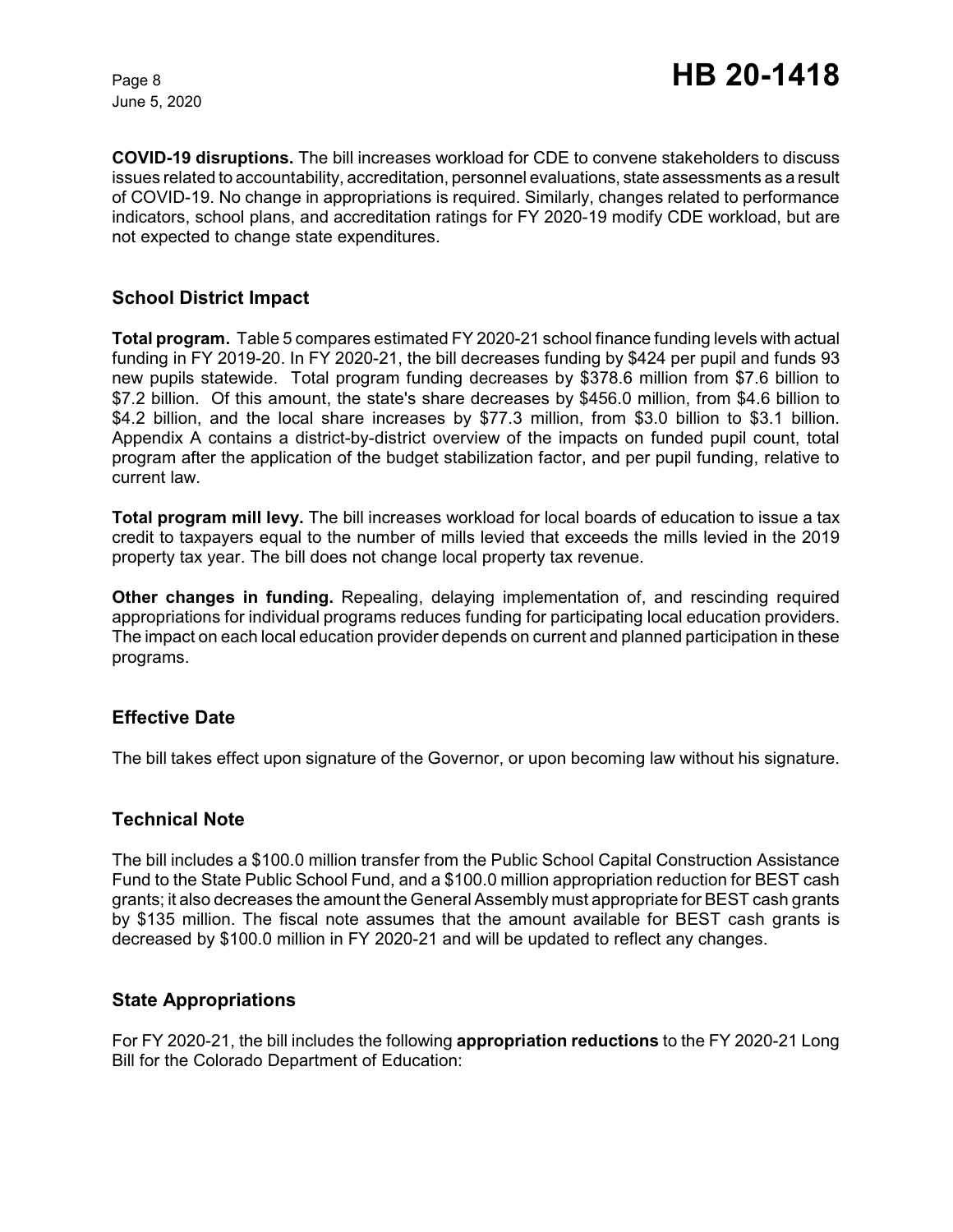**COVID-19 disruptions.** The bill increases workload for CDE to convene stakeholders to discuss issues related to accountability, accreditation, personnel evaluations, state assessments as a result of COVID-19. No change in appropriations is required. Similarly, changes related to performance indicators, school plans, and accreditation ratings for FY 2020-19 modify CDE workload, but are not expected to change state expenditures.

## School District Impact

**Total program.** Table 5 compares estimated FY 2020-21 school finance funding levels with actual funding in FY 2019-20. In FY 2020-21, the bill decreases funding by $424 per pupil and funds 93 new pupils statewide. Total program funding decreases by $378.6 million from $7.6 billion to $7.2 billion. Of this amount, the state's share decreases by $456.0 million, from $4.6 billion to $4.2 billion, and the local share increases by $77.3 million, from $3.0 billion to $3.1 billion. Appendix A contains a district-by-district overview of the impacts on funded pupil count, total program after the application of the budget stabilization factor, and per pupil funding, relative to current law.

**Total program mill levy.** The bill increases workload for local boards of education to issue a tax credit to taxpayers equal to the number of mills levied that exceeds the mills levied in the 2019 property tax year. The bill does not change local property tax revenue.

**Other changes in funding.** Repealing, delaying implementation of, and rescinding required appropriations for individual programs reduces funding for participating local education providers. The impact on each local education provider depends on current and planned participation in these programs.

## Effective Date

The bill takes effect upon signature of the Governor, or upon becoming law without his signature.

## Technical Note

The bill includes a $100.0 million transfer from the Public School Capital Construction Assistance Fund to the State Public School Fund, and a $100.0 million appropriation reduction for BEST cash grants; it also decreases the amount the General Assembly must appropriate for BEST cash grants by $135 million. The fiscal note assumes that the amount available for BEST cash grants is decreased by $100.0 million in FY 2020-21 and will be updated to reflect any changes.

## State Appropriations

For FY 2020-21, the bill includes the following **appropriation reductions** to the FY 2020-21 Long Bill for the Colorado Department of Education: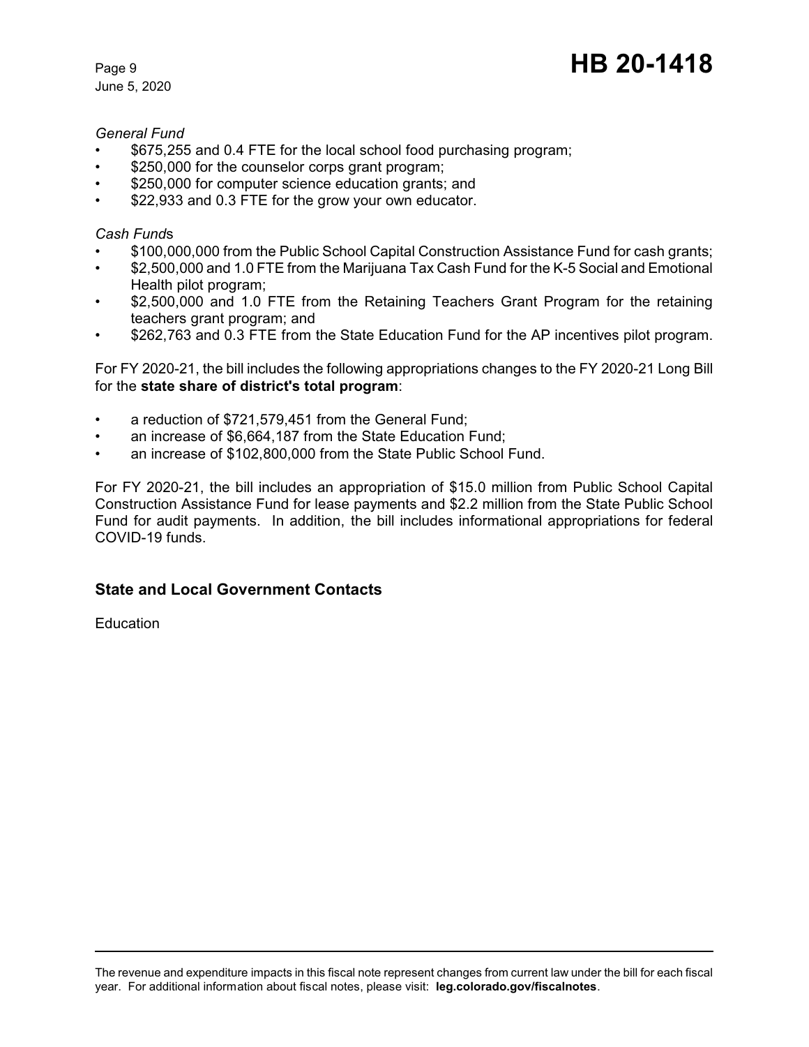*General Fund*

- $675,255 and 0.4 FTE for the local school food purchasing program;
- $250,000 for the counselor corps grant program;
- $250,000 for computer science education grants; and
- $22,933 and 0.3 FTE for the grow your own educator.

*Cash Funds*

- $100,000,000 from the Public School Capital Construction Assistance Fund for cash grants;
- $2,500,000 and 1.0 FTE from the Marijuana Tax Cash Fund for the K-5 Social and Emotional Health pilot program;
- $2,500,000 and 1.0 FTE from the Retaining Teachers Grant Program for the retaining teachers grant program; and
- $262,763 and 0.3 FTE from the State Education Fund for the AP incentives pilot program.

For FY 2020-21, the bill includes the following appropriations changes to the FY 2020-21 Long Bill for the **state share of district's total program**:

- a reduction of $721,579,451 from the General Fund;
- an increase of $6,664,187 from the State Education Fund;
- an increase of $102,800,000 from the State Public School Fund.

For FY 2020-21, the bill includes an appropriation of $15.0 million from Public School Capital Construction Assistance Fund for lease payments and $2.2 million from the State Public School Fund for audit payments. In addition, the bill includes informational appropriations for federal COVID-19 funds.

## State and Local Government Contacts

Education

The revenue and expenditure impacts in this fiscal note represent changes from current law under the bill for each fiscal year. For additional information about fiscal notes, please visit: **leg.colorado.gov/fiscalnotes**.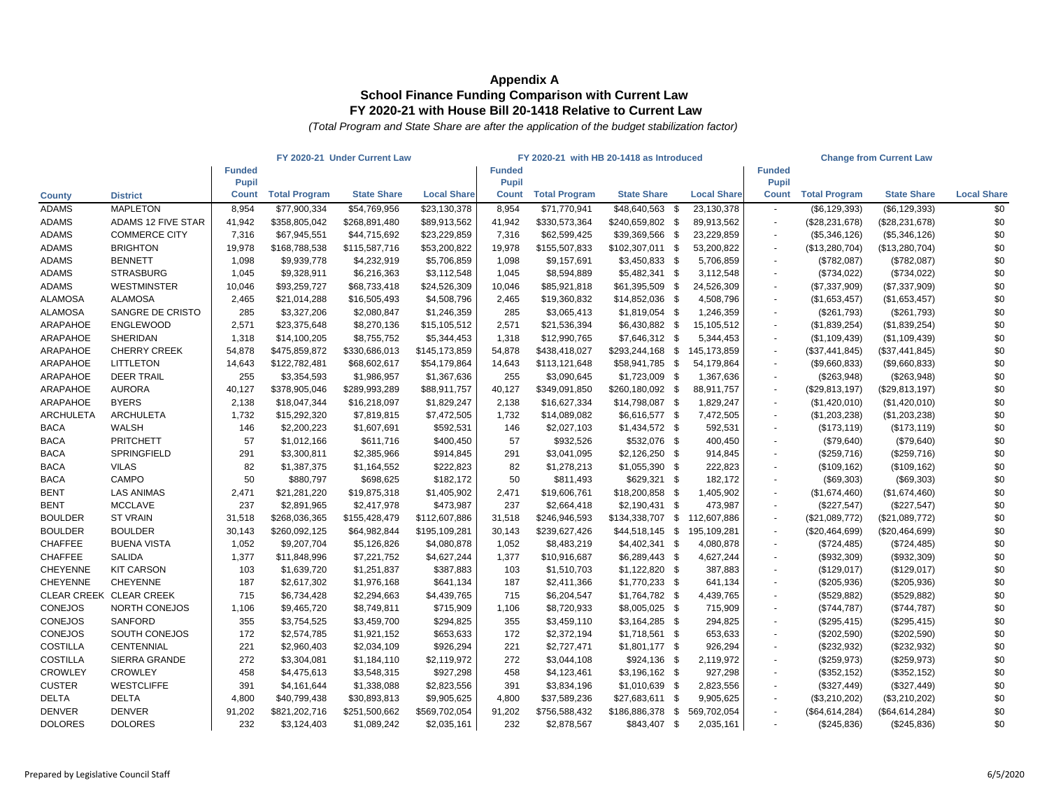# Appendix A

## School Finance Funding Comparison with Current Law

## FY 2020-21 with House Bill 20-1418 Relative to Current Law

*(Total Program and State Share are after the application of the budget stabilization factor)*

| | | FY 2020-21 Under Current Law | | | | FY 2020-21 with HB 20-1418 as Introduced | | | | Change from Current Law | | | |
|---|---|---|---|---|---|---|---|---|---|---|---|---|---|
| County | District | Funded Pupil Count | Total Program | State Share | Local Share | Funded Pupil Count | Total Program | State Share | Local Share | Funded Pupil Count | Total Program | State Share | Local Share |
| ADAMS | MAPLETON | 8,954 | $77,900,334 | $54,769,956 | $23,130,378 | 8,954 | $71,770,941 | $48,640,563 | $ 23,130,378 | - | ($6,129,393) | ($6,129,393) | $0 |
| ADAMS | ADAMS 12 FIVE STAR | 41,942 | $358,805,042 | $268,891,480 | $89,913,562 | 41,942 | $330,573,364 | $240,659,802 | $ 89,913,562 | - | ($28,231,678) | ($28,231,678) | $0 |
| ADAMS | COMMERCE CITY | 7,316 | $67,945,551 | $44,715,692 | $23,229,859 | 7,316 | $62,599,425 | $39,369,566 | $ 23,229,859 | - | ($5,346,126) | ($5,346,126) | $0 |
| ADAMS | BRIGHTON | 19,978 | $168,788,538 | $115,587,716 | $53,200,822 | 19,978 | $155,507,833 | $102,307,011 | $ 53,200,822 | - | ($13,280,704) | ($13,280,704) | $0 |
| ADAMS | BENNETT | 1,098 | $9,939,778 | $4,232,919 | $5,706,859 | 1,098 | $9,157,691 | $3,450,833 | $ 5,706,859 | - | ($782,087) | ($782,087) | $0 |
| ADAMS | STRASBURG | 1,045 | $9,328,911 | $6,216,363 | $3,112,548 | 1,045 | $8,594,889 | $5,482,341 | $ 3,112,548 | - | ($734,022) | ($734,022) | $0 |
| ADAMS | WESTMINSTER | 10,046 | $93,259,727 | $68,733,418 | $24,526,309 | 10,046 | $85,921,818 | $61,395,509 | $ 24,526,309 | - | ($7,337,909) | ($7,337,909) | $0 |
| ALAMOSA | ALAMOSA | 2,465 | $21,014,288 | $16,505,493 | $4,508,796 | 2,465 | $19,360,832 | $14,852,036 | $ 4,508,796 | - | ($1,653,457) | ($1,653,457) | $0 |
| ALAMOSA | SANGRE DE CRISTO | 285 | $3,327,206 | $2,080,847 | $1,246,359 | 285 | $3,065,413 | $1,819,054 | $ 1,246,359 | - | ($261,793) | ($261,793) | $0 |
| ARAPAHOE | ENGLEWOOD | 2,571 | $23,375,648 | $8,270,136 | $15,105,512 | 2,571 | $21,536,394 | $6,430,882 | $ 15,105,512 | - | ($1,839,254) | ($1,839,254) | $0 |
| ARAPAHOE | SHERIDAN | 1,318 | $14,100,205 | $8,755,752 | $5,344,453 | 1,318 | $12,990,765 | $7,646,312 | $ 5,344,453 | - | ($1,109,439) | ($1,109,439) | $0 |
| ARAPAHOE | CHERRY CREEK | 54,878 | $475,859,872 | $330,686,013 | $145,173,859 | 54,878 | $438,418,027 | $293,244,168 | $ 145,173,859 | - | ($37,441,845) | ($37,441,845) | $0 |
| ARAPAHOE | LITTLETON | 14,643 | $122,782,481 | $68,602,617 | $54,179,864 | 14,643 | $113,121,648 | $58,941,785 | $ 54,179,864 | - | ($9,660,833) | ($9,660,833) | $0 |
| ARAPAHOE | DEER TRAIL | 255 | $3,354,593 | $1,986,957 | $1,367,636 | 255 | $3,090,645 | $1,723,009 | $ 1,367,636 | - | ($263,948) | ($263,948) | $0 |
| ARAPAHOE | AURORA | 40,127 | $378,905,046 | $289,993,289 | $88,911,757 | 40,127 | $349,091,850 | $260,180,092 | $ 88,911,757 | - | ($29,813,197) | ($29,813,197) | $0 |
| ARAPAHOE | BYERS | 2,138 | $18,047,344 | $16,218,097 | $1,829,247 | 2,138 | $16,627,334 | $14,798,087 | $ 1,829,247 | - | ($1,420,010) | ($1,420,010) | $0 |
| ARCHULETA | ARCHULETA | 1,732 | $15,292,320 | $7,819,815 | $7,472,505 | 1,732 | $14,089,082 | $6,616,577 | $ 7,472,505 | - | ($1,203,238) | ($1,203,238) | $0 |
| BACA | WALSH | 146 | $2,200,223 | $1,607,691 | $592,531 | 146 | $2,027,103 | $1,434,572 | $ 592,531 | - | ($173,119) | ($173,119) | $0 |
| BACA | PRITCHETT | 57 | $1,012,166 | $611,716 | $400,450 | 57 | $932,526 | $532,076 | $ 400,450 | - | ($79,640) | ($79,640) | $0 |
| BACA | SPRINGFIELD | 291 | $3,300,811 | $2,385,966 | $914,845 | 291 | $3,041,095 | $2,126,250 | $ 914,845 | - | ($259,716) | ($259,716) | $0 |
| BACA | VILAS | 82 | $1,387,375 | $1,164,552 | $222,823 | 82 | $1,278,213 | $1,055,390 | $ 222,823 | - | ($109,162) | ($109,162) | $0 |
| BACA | CAMPO | 50 | $880,797 | $698,625 | $182,172 | 50 | $811,493 | $629,321 | $ 182,172 | - | ($69,303) | ($69,303) | $0 |
| BENT | LAS ANIMAS | 2,471 | $21,281,220 | $19,875,318 | $1,405,902 | 2,471 | $19,606,761 | $18,200,858 | $ 1,405,902 | - | ($1,674,460) | ($1,674,460) | $0 |
| BENT | MCCLAVE | 237 | $2,891,965 | $2,417,978 | $473,987 | 237 | $2,664,418 | $2,190,431 | $ 473,987 | - | ($227,547) | ($227,547) | $0 |
| BOULDER | ST VRAIN | 31,518 | $268,036,365 | $155,428,479 | $112,607,886 | 31,518 | $246,946,593 | $134,338,707 | $ 112,607,886 | - | ($21,089,772) | ($21,089,772) | $0 |
| BOULDER | BOULDER | 30,143 | $260,092,125 | $64,982,844 | $195,109,281 | 30,143 | $239,627,426 | $44,518,145 | $ 195,109,281 | - | ($20,464,699) | ($20,464,699) | $0 |
| CHAFFEE | BUENA VISTA | 1,052 | $9,207,704 | $5,126,826 | $4,080,878 | 1,052 | $8,483,219 | $4,402,341 | $ 4,080,878 | - | ($724,485) | ($724,485) | $0 |
| CHAFFEE | SALIDA | 1,377 | $11,848,996 | $7,221,752 | $4,627,244 | 1,377 | $10,916,687 | $6,289,443 | $ 4,627,244 | - | ($932,309) | ($932,309) | $0 |
| CHEYENNE | KIT CARSON | 103 | $1,639,720 | $1,251,837 | $387,883 | 103 | $1,510,703 | $1,122,820 | $ 387,883 | - | ($129,017) | ($129,017) | $0 |
| CHEYENNE | CHEYENNE | 187 | $2,617,302 | $1,976,168 | $641,134 | 187 | $2,411,366 | $1,770,233 | $ 641,134 | - | ($205,936) | ($205,936) | $0 |
| CLEAR CREEK | CLEAR CREEK | 715 | $6,734,428 | $2,294,663 | $4,439,765 | 715 | $6,204,547 | $1,764,782 | $ 4,439,765 | - | ($529,882) | ($529,882) | $0 |
| CONEJOS | NORTH CONEJOS | 1,106 | $9,465,720 | $8,749,811 | $715,909 | 1,106 | $8,720,933 | $8,005,025 | $ 715,909 | - | ($744,787) | ($744,787) | $0 |
| CONEJOS | SANFORD | 355 | $3,754,525 | $3,459,700 | $294,825 | 355 | $3,459,110 | $3,164,285 | $ 294,825 | - | ($295,415) | ($295,415) | $0 |
| CONEJOS | SOUTH CONEJOS | 172 | $2,574,785 | $1,921,152 | $653,633 | 172 | $2,372,194 | $1,718,561 | $ 653,633 | - | ($202,590) | ($202,590) | $0 |
| COSTILLA | CENTENNIAL | 221 | $2,960,403 | $2,034,109 | $926,294 | 221 | $2,727,471 | $1,801,177 | $ 926,294 | - | ($232,932) | ($232,932) | $0 |
| COSTILLA | SIERRA GRANDE | 272 | $3,304,081 | $1,184,110 | $2,119,972 | 272 | $3,044,108 | $924,136 | $ 2,119,972 | - | ($259,973) | ($259,973) | $0 |
| CROWLEY | CROWLEY | 458 | $4,475,613 | $3,548,315 | $927,298 | 458 | $4,123,461 | $3,196,162 | $ 927,298 | - | ($352,152) | ($352,152) | $0 |
| CUSTER | WESTCLIFFE | 391 | $4,161,644 | $1,338,088 | $2,823,556 | 391 | $3,834,196 | $1,010,639 | $ 2,823,556 | - | ($327,449) | ($327,449) | $0 |
| DELTA | DELTA | 4,800 | $40,799,438 | $30,893,813 | $9,905,625 | 4,800 | $37,589,236 | $27,683,611 | $ 9,905,625 | - | ($3,210,202) | ($3,210,202) | $0 |
| DENVER | DENVER | 91,202 | $821,202,716 | $251,500,662 | $569,702,054 | 91,202 | $756,588,432 | $186,886,378 | $ 569,702,054 | - | ($64,614,284) | ($64,614,284) | $0 |
| DOLORES | DOLORES | 232 | $3,124,403 | $1,089,242 | $2,035,161 | 232 | $2,878,567 | $843,407 | $ 2,035,161 | - | ($245,836) | ($245,836) | $0 |

Prepared by Legislative Council Staff

6/5/2020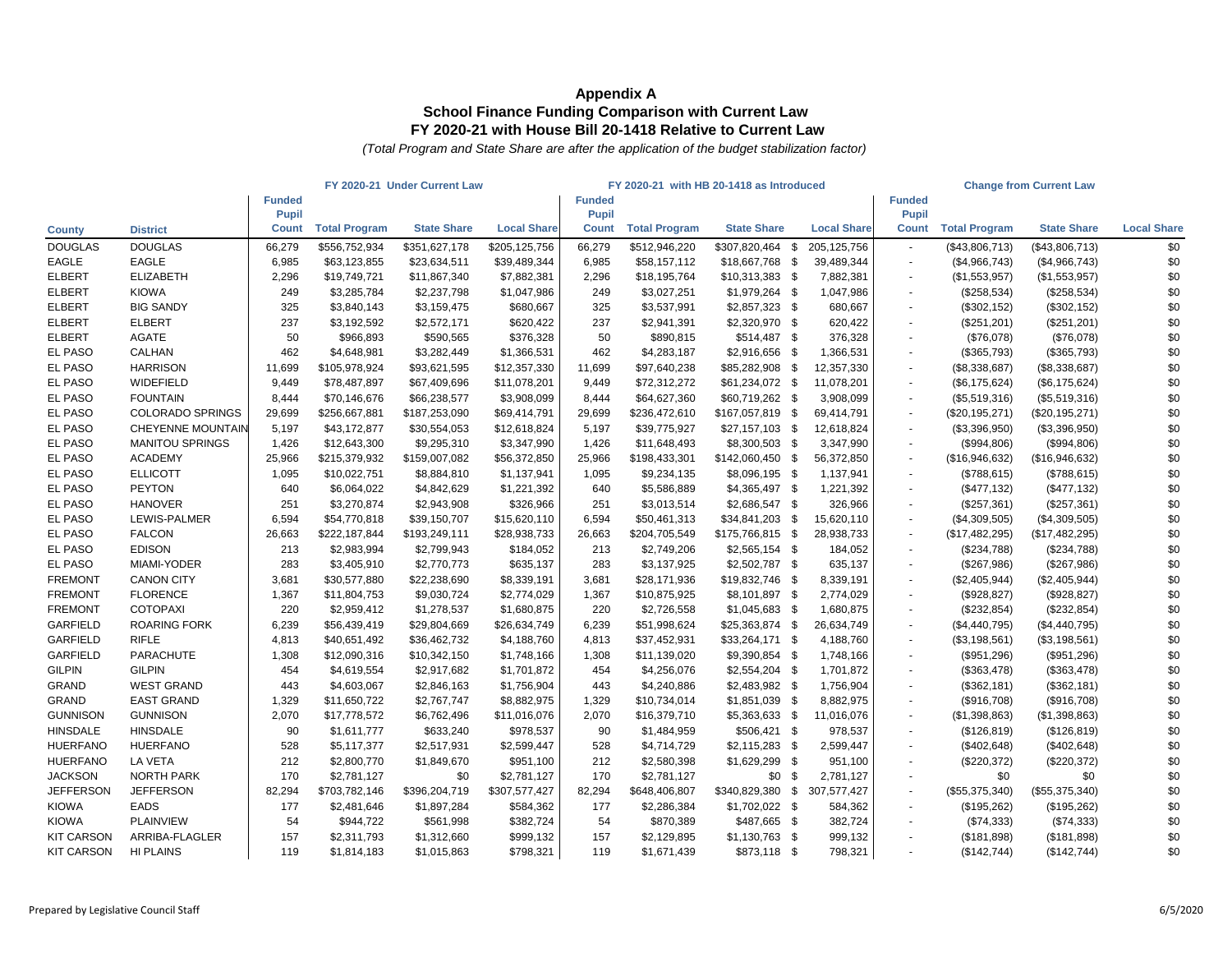# Appendix A
## School Finance Funding Comparison with Current Law
## FY 2020-21 with House Bill 20-1418 Relative to Current Law

*(Total Program and State Share are after the application of the budget stabilization factor)*

| | | FY 2020-21 Under Current Law | | | | FY 2020-21 with HB 20-1418 as Introduced | | | | Change from Current Law | | | |
|---|---|---|---|---|---|---|---|---|---|---|---|---|---|
| County | District | Funded Pupil Count | Total Program | State Share | Local Share | Funded Pupil Count | Total Program | State Share | Local Share | Funded Pupil Count | Total Program | State Share | Local Share |
| DOUGLAS | DOUGLAS | 66,279 | $556,752,934 | $351,627,178 | $205,125,756 | 66,279 | $512,946,220 | $307,820,464 | $ 205,125,756 | - | ($43,806,713) | ($43,806,713) | $0 |
| EAGLE | EAGLE | 6,985 | $63,123,855 | $23,634,511 | $39,489,344 | 6,985 | $58,157,112 | $18,667,768 | $ 39,489,344 | - | ($4,966,743) | ($4,966,743) | $0 |
| ELBERT | ELIZABETH | 2,296 | $19,749,721 | $11,867,340 | $7,882,381 | 2,296 | $18,195,764 | $10,313,383 | $ 7,882,381 | - | ($1,553,957) | ($1,553,957) | $0 |
| ELBERT | KIOWA | 249 | $3,285,784 | $2,237,798 | $1,047,986 | 249 | $3,027,251 | $1,979,264 | $ 1,047,986 | - | ($258,534) | ($258,534) | $0 |
| ELBERT | BIG SANDY | 325 | $3,840,143 | $3,159,475 | $680,667 | 325 | $3,537,991 | $2,857,323 | $ 680,667 | - | ($302,152) | ($302,152) | $0 |
| ELBERT | ELBERT | 237 | $3,192,592 | $2,572,171 | $620,422 | 237 | $2,941,391 | $2,320,970 | $ 620,422 | - | ($251,201) | ($251,201) | $0 |
| ELBERT | AGATE | 50 | $966,893 | $590,565 | $376,328 | 50 | $890,815 | $514,487 | $ 376,328 | - | ($76,078) | ($76,078) | $0 |
| EL PASO | CALHAN | 462 | $4,648,981 | $3,282,449 | $1,366,531 | 462 | $4,283,187 | $2,916,656 | $ 1,366,531 | - | ($365,793) | ($365,793) | $0 |
| EL PASO | HARRISON | 11,699 | $105,978,924 | $93,621,595 | $12,357,330 | 11,699 | $97,640,238 | $85,282,908 | $ 12,357,330 | - | ($8,338,687) | ($8,338,687) | $0 |
| EL PASO | WIDEFIELD | 9,449 | $78,487,897 | $67,409,696 | $11,078,201 | 9,449 | $72,312,272 | $61,234,072 | $ 11,078,201 | - | ($6,175,624) | ($6,175,624) | $0 |
| EL PASO | FOUNTAIN | 8,444 | $70,146,676 | $66,238,577 | $3,908,099 | 8,444 | $64,627,360 | $60,719,262 | $ 3,908,099 | - | ($5,519,316) | ($5,519,316) | $0 |
| EL PASO | COLORADO SPRINGS | 29,699 | $256,667,881 | $187,253,090 | $69,414,791 | 29,699 | $236,472,610 | $167,057,819 | $ 69,414,791 | - | ($20,195,271) | ($20,195,271) | $0 |
| EL PASO | CHEYENNE MOUNTAIN | 5,197 | $43,172,877 | $30,554,053 | $12,618,824 | 5,197 | $39,775,927 | $27,157,103 | $ 12,618,824 | - | ($3,396,950) | ($3,396,950) | $0 |
| EL PASO | MANITOU SPRINGS | 1,426 | $12,643,300 | $9,295,310 | $3,347,990 | 1,426 | $11,648,493 | $8,300,503 | $ 3,347,990 | - | ($994,806) | ($994,806) | $0 |
| EL PASO | ACADEMY | 25,966 | $215,379,932 | $159,007,082 | $56,372,850 | 25,966 | $198,433,301 | $142,060,450 | $ 56,372,850 | - | ($16,946,632) | ($16,946,632) | $0 |
| EL PASO | ELLICOTT | 1,095 | $10,022,751 | $8,884,810 | $1,137,941 | 1,095 | $9,234,135 | $8,096,195 | $ 1,137,941 | - | ($788,615) | ($788,615) | $0 |
| EL PASO | PEYTON | 640 | $6,064,022 | $4,842,629 | $1,221,392 | 640 | $5,586,889 | $4,365,497 | $ 1,221,392 | - | ($477,132) | ($477,132) | $0 |
| EL PASO | HANOVER | 251 | $3,270,874 | $2,943,908 | $326,966 | 251 | $3,013,514 | $2,686,547 | $ 326,966 | - | ($257,361) | ($257,361) | $0 |
| EL PASO | LEWIS-PALMER | 6,594 | $54,770,818 | $39,150,707 | $15,620,110 | 6,594 | $50,461,313 | $34,841,203 | $ 15,620,110 | - | ($4,309,505) | ($4,309,505) | $0 |
| EL PASO | FALCON | 26,663 | $222,187,844 | $193,249,111 | $28,938,733 | 26,663 | $204,705,549 | $175,766,815 | $ 28,938,733 | - | ($17,482,295) | ($17,482,295) | $0 |
| EL PASO | EDISON | 213 | $2,983,994 | $2,799,943 | $184,052 | 213 | $2,749,206 | $2,565,154 | $ 184,052 | - | ($234,788) | ($234,788) | $0 |
| EL PASO | MIAMI-YODER | 283 | $3,405,910 | $2,770,773 | $635,137 | 283 | $3,137,925 | $2,502,787 | $ 635,137 | - | ($267,986) | ($267,986) | $0 |
| FREMONT | CANON CITY | 3,681 | $30,577,880 | $22,238,690 | $8,339,191 | 3,681 | $28,171,936 | $19,832,746 | $ 8,339,191 | - | ($2,405,944) | ($2,405,944) | $0 |
| FREMONT | FLORENCE | 1,367 | $11,804,753 | $9,030,724 | $2,774,029 | 1,367 | $10,875,925 | $8,101,897 | $ 2,774,029 | - | ($928,827) | ($928,827) | $0 |
| FREMONT | COTOPAXI | 220 | $2,959,412 | $1,278,537 | $1,680,875 | 220 | $2,726,558 | $1,045,683 | $ 1,680,875 | - | ($232,854) | ($232,854) | $0 |
| GARFIELD | ROARING FORK | 6,239 | $56,439,419 | $29,804,669 | $26,634,749 | 6,239 | $51,998,624 | $25,363,874 | $ 26,634,749 | - | ($4,440,795) | ($4,440,795) | $0 |
| GARFIELD | RIFLE | 4,813 | $40,651,492 | $36,462,732 | $4,188,760 | 4,813 | $37,452,931 | $33,264,171 | $ 4,188,760 | - | ($3,198,561) | ($3,198,561) | $0 |
| GARFIELD | PARACHUTE | 1,308 | $12,090,316 | $10,342,150 | $1,748,166 | 1,308 | $11,139,020 | $9,390,854 | $ 1,748,166 | - | ($951,296) | ($951,296) | $0 |
| GILPIN | GILPIN | 454 | $4,619,554 | $2,917,682 | $1,701,872 | 454 | $4,256,076 | $2,554,204 | $ 1,701,872 | - | ($363,478) | ($363,478) | $0 |
| GRAND | WEST GRAND | 443 | $4,603,067 | $2,846,163 | $1,756,904 | 443 | $4,240,886 | $2,483,982 | $ 1,756,904 | - | ($362,181) | ($362,181) | $0 |
| GRAND | EAST GRAND | 1,329 | $11,650,722 | $2,767,747 | $8,882,975 | 1,329 | $10,734,014 | $1,851,039 | $ 8,882,975 | - | ($916,708) | ($916,708) | $0 |
| GUNNISON | GUNNISON | 2,070 | $17,778,572 | $6,762,496 | $11,016,076 | 2,070 | $16,379,710 | $5,363,633 | $ 11,016,076 | - | ($1,398,863) | ($1,398,863) | $0 |
| HINSDALE | HINSDALE | 90 | $1,611,777 | $633,240 | $978,537 | 90 | $1,484,959 | $506,421 | $ 978,537 | - | ($126,819) | ($126,819) | $0 |
| HUERFANO | HUERFANO | 528 | $5,117,377 | $2,517,931 | $2,599,447 | 528 | $4,714,729 | $2,115,283 | $ 2,599,447 | - | ($402,648) | ($402,648) | $0 |
| HUERFANO | LA VETA | 212 | $2,800,770 | $1,849,670 | $951,100 | 212 | $2,580,398 | $1,629,299 | $ 951,100 | - | ($220,372) | ($220,372) | $0 |
| JACKSON | NORTH PARK | 170 | $2,781,127 | $0 | $2,781,127 | 170 | $2,781,127 | $0 | $ 2,781,127 | - | $0 | $0 | $0 |
| JEFFERSON | JEFFERSON | 82,294 | $703,782,146 | $396,204,719 | $307,577,427 | 82,294 | $648,406,807 | $340,829,380 | $ 307,577,427 | - | ($55,375,340) | ($55,375,340) | $0 |
| KIOWA | EADS | 177 | $2,481,646 | $1,897,284 | $584,362 | 177 | $2,286,384 | $1,702,022 | $ 584,362 | - | ($195,262) | ($195,262) | $0 |
| KIOWA | PLAINVIEW | 54 | $944,722 | $561,998 | $382,724 | 54 | $870,389 | $487,665 | $ 382,724 | - | ($74,333) | ($74,333) | $0 |
| KIT CARSON | ARRIBA-FLAGLER | 157 | $2,311,793 | $1,312,660 | $999,132 | 157 | $2,129,895 | $1,130,763 | $ 999,132 | - | ($181,898) | ($181,898) | $0 |
| KIT CARSON | HI PLAINS | 119 | $1,814,183 | $1,015,863 | $798,321 | 119 | $1,671,439 | $873,118 | $ 798,321 | - | ($142,744) | ($142,744) | $0 |

Prepared by Legislative Council Staff 6/5/2020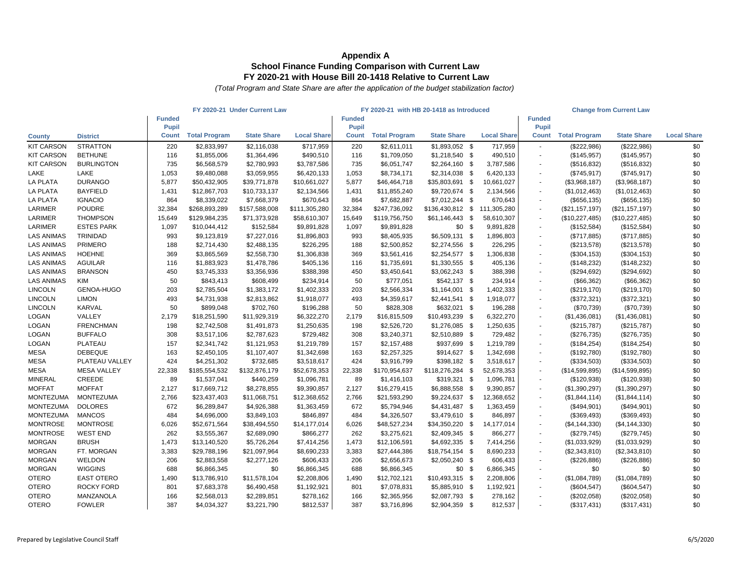# Appendix A
## School Finance Funding Comparison with Current Law
## FY 2020-21 with House Bill 20-1418 Relative to Current Law

*(Total Program and State Share are after the application of the budget stabilization factor)*

| | | FY 2020-21 Under Current Law | | | | FY 2020-21 with HB 20-1418 as Introduced | | | | Change from Current Law | | | |
|---|---|---|---|---|---|---|---|---|---|---|---|---|---|
| County | District | Funded Pupil Count | Total Program | State Share | Local Share | Funded Pupil Count | Total Program | State Share | Local Share | Funded Pupil Count | Total Program | State Share | Local Share |
| KIT CARSON | STRATTON | 220 | $2,833,997 | $2,116,038 | $717,959 | 220 | $2,611,011 | $1,893,052 | $ 717,959 | - | ($222,986) | ($222,986) | $0 |
| KIT CARSON | BETHUNE | 116 | $1,855,006 | $1,364,496 | $490,510 | 116 | $1,709,050 | $1,218,540 | $ 490,510 | - | ($145,957) | ($145,957) | $0 |
| KIT CARSON | BURLINGTON | 735 | $6,568,579 | $2,780,993 | $3,787,586 | 735 | $6,051,747 | $2,264,160 | $ 3,787,586 | - | ($516,832) | ($516,832) | $0 |
| LAKE | LAKE | 1,053 | $9,480,088 | $3,059,955 | $6,420,133 | 1,053 | $8,734,171 | $2,314,038 | $ 6,420,133 | - | ($745,917) | ($745,917) | $0 |
| LA PLATA | DURANGO | 5,877 | $50,432,905 | $39,771,878 | $10,661,027 | 5,877 | $46,464,718 | $35,803,691 | $ 10,661,027 | - | ($3,968,187) | ($3,968,187) | $0 |
| LA PLATA | BAYFIELD | 1,431 | $12,867,703 | $10,733,137 | $2,134,566 | 1,431 | $11,855,240 | $9,720,674 | $ 2,134,566 | - | ($1,012,463) | ($1,012,463) | $0 |
| LA PLATA | IGNACIO | 864 | $8,339,022 | $7,668,379 | $670,643 | 864 | $7,682,887 | $7,012,244 | $ 670,643 | - | ($656,135) | ($656,135) | $0 |
| LARIMER | POUDRE | 32,384 | $268,893,289 | $157,588,008 | $111,305,280 | 32,384 | $247,736,092 | $136,430,812 | $ 111,305,280 | - | ($21,157,197) | ($21,157,197) | $0 |
| LARIMER | THOMPSON | 15,649 | $129,984,235 | $71,373,928 | $58,610,307 | 15,649 | $119,756,750 | $61,146,443 | $ 58,610,307 | - | ($10,227,485) | ($10,227,485) | $0 |
| LARIMER | ESTES PARK | 1,097 | $10,044,412 | $152,584 | $9,891,828 | 1,097 | $9,891,828 | $0 | $ 9,891,828 | - | ($152,584) | ($152,584) | $0 |
| LAS ANIMAS | TRINIDAD | 993 | $9,123,819 | $7,227,016 | $1,896,803 | 993 | $8,405,935 | $6,509,131 | $ 1,896,803 | - | ($717,885) | ($717,885) | $0 |
| LAS ANIMAS | PRIMERO | 188 | $2,714,430 | $2,488,135 | $226,295 | 188 | $2,500,852 | $2,274,556 | $ 226,295 | - | ($213,578) | ($213,578) | $0 |
| LAS ANIMAS | HOEHNE | 369 | $3,865,569 | $2,558,730 | $1,306,838 | 369 | $3,561,416 | $2,254,577 | $ 1,306,838 | - | ($304,153) | ($304,153) | $0 |
| LAS ANIMAS | AGUILAR | 116 | $1,883,923 | $1,478,786 | $405,136 | 116 | $1,735,691 | $1,330,555 | $ 405,136 | - | ($148,232) | ($148,232) | $0 |
| LAS ANIMAS | BRANSON | 450 | $3,745,333 | $3,356,936 | $388,398 | 450 | $3,450,641 | $3,062,243 | $ 388,398 | - | ($294,692) | ($294,692) | $0 |
| LAS ANIMAS | KIM | 50 | $843,413 | $608,499 | $234,914 | 50 | $777,051 | $542,137 | $ 234,914 | - | ($66,362) | ($66,362) | $0 |
| LINCOLN | GENOA-HUGO | 203 | $2,785,504 | $1,383,172 | $1,402,333 | 203 | $2,566,334 | $1,164,001 | $ 1,402,333 | - | ($219,170) | ($219,170) | $0 |
| LINCOLN | LIMON | 493 | $4,731,938 | $2,813,862 | $1,918,077 | 493 | $4,359,617 | $2,441,541 | $ 1,918,077 | - | ($372,321) | ($372,321) | $0 |
| LINCOLN | KARVAL | 50 | $899,048 | $702,760 | $196,288 | 50 | $828,308 | $632,021 | $ 196,288 | - | ($70,739) | ($70,739) | $0 |
| LOGAN | VALLEY | 2,179 | $18,251,590 | $11,929,319 | $6,322,270 | 2,179 | $16,815,509 | $10,493,239 | $ 6,322,270 | - | ($1,436,081) | ($1,436,081) | $0 |
| LOGAN | FRENCHMAN | 198 | $2,742,508 | $1,491,873 | $1,250,635 | 198 | $2,526,720 | $1,276,085 | $ 1,250,635 | - | ($215,787) | ($215,787) | $0 |
| LOGAN | BUFFALO | 308 | $3,517,106 | $2,787,623 | $729,482 | 308 | $3,240,371 | $2,510,889 | $ 729,482 | - | ($276,735) | ($276,735) | $0 |
| LOGAN | PLATEAU | 157 | $2,341,742 | $1,121,953 | $1,219,789 | 157 | $2,157,488 | $937,699 | $ 1,219,789 | - | ($184,254) | ($184,254) | $0 |
| MESA | DEBEQUE | 163 | $2,450,105 | $1,107,407 | $1,342,698 | 163 | $2,257,325 | $914,627 | $ 1,342,698 | - | ($192,780) | ($192,780) | $0 |
| MESA | PLATEAU VALLEY | 424 | $4,251,302 | $732,685 | $3,518,617 | 424 | $3,916,799 | $398,182 | $ 3,518,617 | - | ($334,503) | ($334,503) | $0 |
| MESA | MESA VALLEY | 22,338 | $185,554,532 | $132,876,179 | $52,678,353 | 22,338 | $170,954,637 | $118,276,284 | $ 52,678,353 | - | ($14,599,895) | ($14,599,895) | $0 |
| MINERAL | CREEDE | 89 | $1,537,041 | $440,259 | $1,096,781 | 89 | $1,416,103 | $319,321 | $ 1,096,781 | - | ($120,938) | ($120,938) | $0 |
| MOFFAT | MOFFAT | 2,127 | $17,669,712 | $8,278,855 | $9,390,857 | 2,127 | $16,279,415 | $6,888,558 | $ 9,390,857 | - | ($1,390,297) | ($1,390,297) | $0 |
| MONTEZUMA | MONTEZUMA | 2,766 | $23,437,403 | $11,068,751 | $12,368,652 | 2,766 | $21,593,290 | $9,224,637 | $ 12,368,652 | - | ($1,844,114) | ($1,844,114) | $0 |
| MONTEZUMA | DOLORES | 672 | $6,289,847 | $4,926,388 | $1,363,459 | 672 | $5,794,946 | $4,431,487 | $ 1,363,459 | - | ($494,901) | ($494,901) | $0 |
| MONTEZUMA | MANCOS | 484 | $4,696,000 | $3,849,103 | $846,897 | 484 | $4,326,507 | $3,479,610 | $ 846,897 | - | ($369,493) | ($369,493) | $0 |
| MONTROSE | MONTROSE | 6,026 | $52,671,564 | $38,494,550 | $14,177,014 | 6,026 | $48,527,234 | $34,350,220 | $ 14,177,014 | - | ($4,144,330) | ($4,144,330) | $0 |
| MONTROSE | WEST END | 262 | $3,555,367 | $2,689,090 | $866,277 | 262 | $3,275,621 | $2,409,345 | $ 866,277 | - | ($279,745) | ($279,745) | $0 |
| MORGAN | BRUSH | 1,473 | $13,140,520 | $5,726,264 | $7,414,256 | 1,473 | $12,106,591 | $4,692,335 | $ 7,414,256 | - | ($1,033,929) | ($1,033,929) | $0 |
| MORGAN | FT. MORGAN | 3,383 | $29,788,196 | $21,097,964 | $8,690,233 | 3,383 | $27,444,386 | $18,754,154 | $ 8,690,233 | - | ($2,343,810) | ($2,343,810) | $0 |
| MORGAN | WELDON | 206 | $2,883,558 | $2,277,126 | $606,433 | 206 | $2,656,673 | $2,050,240 | $ 606,433 | - | ($226,886) | ($226,886) | $0 |
| MORGAN | WIGGINS | 688 | $6,866,345 | $0 | $6,866,345 | 688 | $6,866,345 | $0 | $ 6,866,345 | - | $0 | $0 | $0 |
| OTERO | EAST OTERO | 1,490 | $13,786,910 | $11,578,104 | $2,208,806 | 1,490 | $12,702,121 | $10,493,315 | $ 2,208,806 | - | ($1,084,789) | ($1,084,789) | $0 |
| OTERO | ROCKY FORD | 801 | $7,683,378 | $6,490,458 | $1,192,921 | 801 | $7,078,831 | $5,885,910 | $ 1,192,921 | - | ($604,547) | ($604,547) | $0 |
| OTERO | MANZANOLA | 166 | $2,568,013 | $2,289,851 | $278,162 | 166 | $2,365,956 | $2,087,793 | $ 278,162 | - | ($202,058) | ($202,058) | $0 |
| OTERO | FOWLER | 387 | $4,034,327 | $3,221,790 | $812,537 | 387 | $3,716,896 | $2,904,359 | $ 812,537 | - | ($317,431) | ($317,431) | $0 |

Prepared by Legislative Council Staff

6/5/2020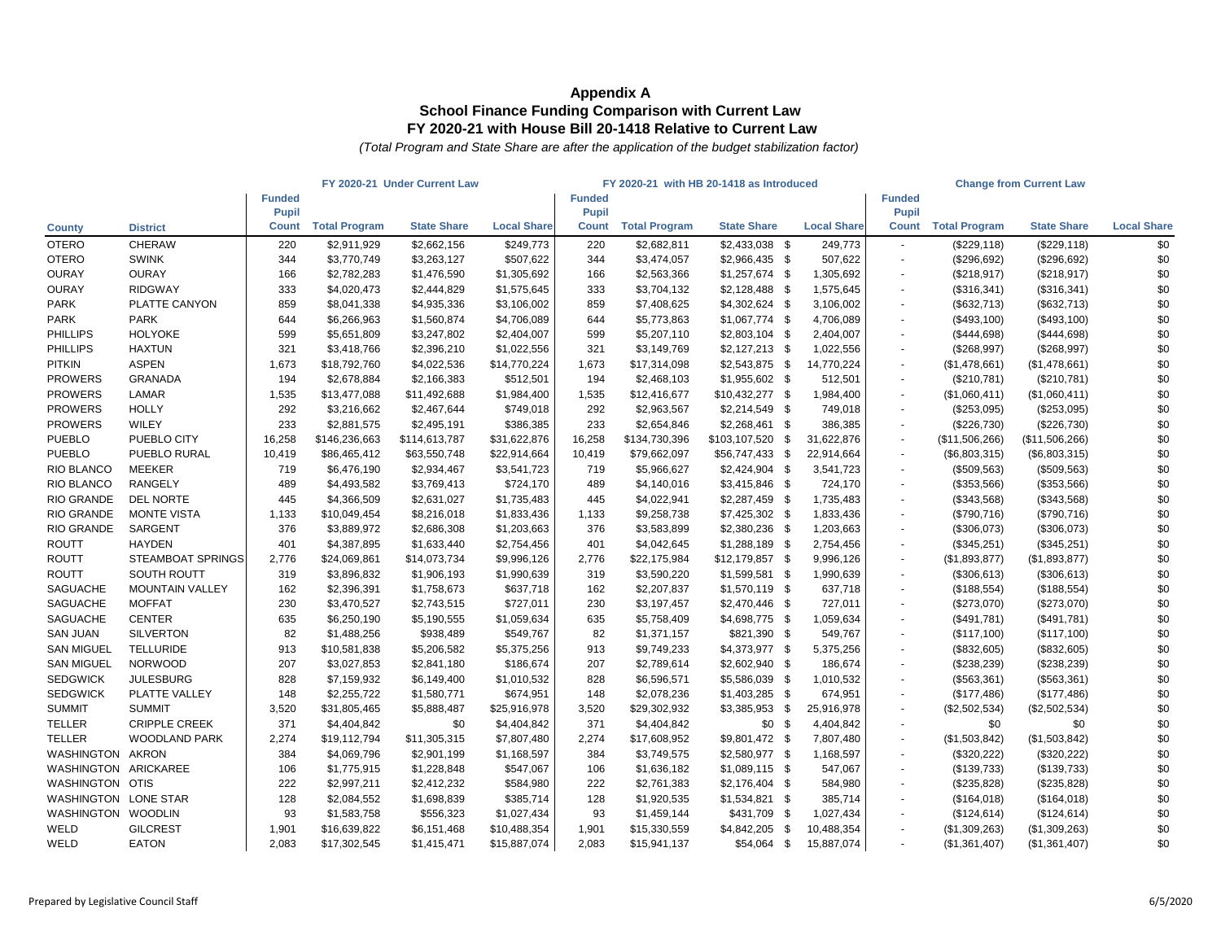# Appendix A
## School Finance Funding Comparison with Current Law
## FY 2020-21 with House Bill 20-1418 Relative to Current Law

*(Total Program and State Share are after the application of the budget stabilization factor)*

| | | FY 2020-21 Under Current Law | | | | FY 2020-21 with HB 20-1418 as Introduced | | | | Change from Current Law | | | |
|---|---|---|---|---|---|---|---|---|---|---|---|---|---|
| County | District | Funded Pupil Count | Total Program | State Share | Local Share | Funded Pupil Count | Total Program | State Share | Local Share | Funded Pupil Count | Total Program | State Share | Local Share |
| OTERO | CHERAW | 220 | $2,911,929 | $2,662,156 | $249,773 | 220 | $2,682,811 | $2,433,038 | $ 249,773 | - | ($229,118) | ($229,118) | $0 |
| OTERO | SWINK | 344 | $3,770,749 | $3,263,127 | $507,622 | 344 | $3,474,057 | $2,966,435 | $ 507,622 | - | ($296,692) | ($296,692) | $0 |
| OURAY | OURAY | 166 | $2,782,283 | $1,476,590 | $1,305,692 | 166 | $2,563,366 | $1,257,674 | $ 1,305,692 | - | ($218,917) | ($218,917) | $0 |
| OURAY | RIDGWAY | 333 | $4,020,473 | $2,444,829 | $1,575,645 | 333 | $3,704,132 | $2,128,488 | $ 1,575,645 | - | ($316,341) | ($316,341) | $0 |
| PARK | PLATTE CANYON | 859 | $8,041,338 | $4,935,336 | $3,106,002 | 859 | $7,408,625 | $4,302,624 | $ 3,106,002 | - | ($632,713) | ($632,713) | $0 |
| PARK | PARK | 644 | $6,266,963 | $1,560,874 | $4,706,089 | 644 | $5,773,863 | $1,067,774 | $ 4,706,089 | - | ($493,100) | ($493,100) | $0 |
| PHILLIPS | HOLYOKE | 599 | $5,651,809 | $3,247,802 | $2,404,007 | 599 | $5,207,110 | $2,803,104 | $ 2,404,007 | - | ($444,698) | ($444,698) | $0 |
| PHILLIPS | HAXTUN | 321 | $3,418,766 | $2,396,210 | $1,022,556 | 321 | $3,149,769 | $2,127,213 | $ 1,022,556 | - | ($268,997) | ($268,997) | $0 |
| PITKIN | ASPEN | 1,673 | $18,792,760 | $4,022,536 | $14,770,224 | 1,673 | $17,314,098 | $2,543,875 | $ 14,770,224 | - | ($1,478,661) | ($1,478,661) | $0 |
| PROWERS | GRANADA | 194 | $2,678,884 | $2,166,383 | $512,501 | 194 | $2,468,103 | $1,955,602 | $ 512,501 | - | ($210,781) | ($210,781) | $0 |
| PROWERS | LAMAR | 1,535 | $13,477,088 | $11,492,688 | $1,984,400 | 1,535 | $12,416,677 | $10,432,277 | $ 1,984,400 | - | ($1,060,411) | ($1,060,411) | $0 |
| PROWERS | HOLLY | 292 | $3,216,662 | $2,467,644 | $749,018 | 292 | $2,963,567 | $2,214,549 | $ 749,018 | - | ($253,095) | ($253,095) | $0 |
| PROWERS | WILEY | 233 | $2,881,575 | $2,495,191 | $386,385 | 233 | $2,654,846 | $2,268,461 | $ 386,385 | - | ($226,730) | ($226,730) | $0 |
| PUEBLO | PUEBLO CITY | 16,258 | $146,236,663 | $114,613,787 | $31,622,876 | 16,258 | $134,730,396 | $103,107,520 | $ 31,622,876 | - | ($11,506,266) | ($11,506,266) | $0 |
| PUEBLO | PUEBLO RURAL | 10,419 | $86,465,412 | $63,550,748 | $22,914,664 | 10,419 | $79,662,097 | $56,747,433 | $ 22,914,664 | - | ($6,803,315) | ($6,803,315) | $0 |
| RIO BLANCO | MEEKER | 719 | $6,476,190 | $2,934,467 | $3,541,723 | 719 | $5,966,627 | $2,424,904 | $ 3,541,723 | - | ($509,563) | ($509,563) | $0 |
| RIO BLANCO | RANGELY | 489 | $4,493,582 | $3,769,413 | $724,170 | 489 | $4,140,016 | $3,415,846 | $ 724,170 | - | ($353,566) | ($353,566) | $0 |
| RIO GRANDE | DEL NORTE | 445 | $4,366,509 | $2,631,027 | $1,735,483 | 445 | $4,022,941 | $2,287,459 | $ 1,735,483 | - | ($343,568) | ($343,568) | $0 |
| RIO GRANDE | MONTE VISTA | 1,133 | $10,049,454 | $8,216,018 | $1,833,436 | 1,133 | $9,258,738 | $7,425,302 | $ 1,833,436 | - | ($790,716) | ($790,716) | $0 |
| RIO GRANDE | SARGENT | 376 | $3,889,972 | $2,686,308 | $1,203,663 | 376 | $3,583,899 | $2,380,236 | $ 1,203,663 | - | ($306,073) | ($306,073) | $0 |
| ROUTT | HAYDEN | 401 | $4,387,895 | $1,633,440 | $2,754,456 | 401 | $4,042,645 | $1,288,189 | $ 2,754,456 | - | ($345,251) | ($345,251) | $0 |
| ROUTT | STEAMBOAT SPRINGS | 2,776 | $24,069,861 | $14,073,734 | $9,996,126 | 2,776 | $22,175,984 | $12,179,857 | $ 9,996,126 | - | ($1,893,877) | ($1,893,877) | $0 |
| ROUTT | SOUTH ROUTT | 319 | $3,896,832 | $1,906,193 | $1,990,639 | 319 | $3,590,220 | $1,599,581 | $ 1,990,639 | - | ($306,613) | ($306,613) | $0 |
| SAGUACHE | MOUNTAIN VALLEY | 162 | $2,396,391 | $1,758,673 | $637,718 | 162 | $2,207,837 | $1,570,119 | $ 637,718 | - | ($188,554) | ($188,554) | $0 |
| SAGUACHE | MOFFAT | 230 | $3,470,527 | $2,743,515 | $727,011 | 230 | $3,197,457 | $2,470,446 | $ 727,011 | - | ($273,070) | ($273,070) | $0 |
| SAGUACHE | CENTER | 635 | $6,250,190 | $5,190,555 | $1,059,634 | 635 | $5,758,409 | $4,698,775 | $ 1,059,634 | - | ($491,781) | ($491,781) | $0 |
| SAN JUAN | SILVERTON | 82 | $1,488,256 | $938,489 | $549,767 | 82 | $1,371,157 | $821,390 | $ 549,767 | - | ($117,100) | ($117,100) | $0 |
| SAN MIGUEL | TELLURIDE | 913 | $10,581,838 | $5,206,582 | $5,375,256 | 913 | $9,749,233 | $4,373,977 | $ 5,375,256 | - | ($832,605) | ($832,605) | $0 |
| SAN MIGUEL | NORWOOD | 207 | $3,027,853 | $2,841,180 | $186,674 | 207 | $2,789,614 | $2,602,940 | $ 186,674 | - | ($238,239) | ($238,239) | $0 |
| SEDGWICK | JULESBURG | 828 | $7,159,932 | $6,149,400 | $1,010,532 | 828 | $6,596,571 | $5,586,039 | $ 1,010,532 | - | ($563,361) | ($563,361) | $0 |
| SEDGWICK | PLATTE VALLEY | 148 | $2,255,722 | $1,580,771 | $674,951 | 148 | $2,078,236 | $1,403,285 | $ 674,951 | - | ($177,486) | ($177,486) | $0 |
| SUMMIT | SUMMIT | 3,520 | $31,805,465 | $5,888,487 | $25,916,978 | 3,520 | $29,302,932 | $3,385,953 | $ 25,916,978 | - | ($2,502,534) | ($2,502,534) | $0 |
| TELLER | CRIPPLE CREEK | 371 | $4,404,842 | $0 | $4,404,842 | 371 | $4,404,842 | $0 | $ 4,404,842 | - | $0 | $0 | $0 |
| TELLER | WOODLAND PARK | 2,274 | $19,112,794 | $11,305,315 | $7,807,480 | 2,274 | $17,608,952 | $9,801,472 | $ 7,807,480 | - | ($1,503,842) | ($1,503,842) | $0 |
| WASHINGTON | AKRON | 384 | $4,069,796 | $2,901,199 | $1,168,597 | 384 | $3,749,575 | $2,580,977 | $ 1,168,597 | - | ($320,222) | ($320,222) | $0 |
| WASHINGTON | ARICKAREE | 106 | $1,775,915 | $1,228,848 | $547,067 | 106 | $1,636,182 | $1,089,115 | $ 547,067 | - | ($139,733) | ($139,733) | $0 |
| WASHINGTON | OTIS | 222 | $2,997,211 | $2,412,232 | $584,980 | 222 | $2,761,383 | $2,176,404 | $ 584,980 | - | ($235,828) | ($235,828) | $0 |
| WASHINGTON | LONE STAR | 128 | $2,084,552 | $1,698,839 | $385,714 | 128 | $1,920,535 | $1,534,821 | $ 385,714 | - | ($164,018) | ($164,018) | $0 |
| WASHINGTON | WOODLIN | 93 | $1,583,758 | $556,323 | $1,027,434 | 93 | $1,459,144 | $431,709 | $ 1,027,434 | - | ($124,614) | ($124,614) | $0 |
| WELD | GILCREST | 1,901 | $16,639,822 | $6,151,468 | $10,488,354 | 1,901 | $15,330,559 | $4,842,205 | $ 10,488,354 | - | ($1,309,263) | ($1,309,263) | $0 |
| WELD | EATON | 2,083 | $17,302,545 | $1,415,471 | $15,887,074 | 2,083 | $15,941,137 | $54,064 | $ 15,887,074 | - | ($1,361,407) | ($1,361,407) | $0 |

Prepared by Legislative Council Staff

6/5/2020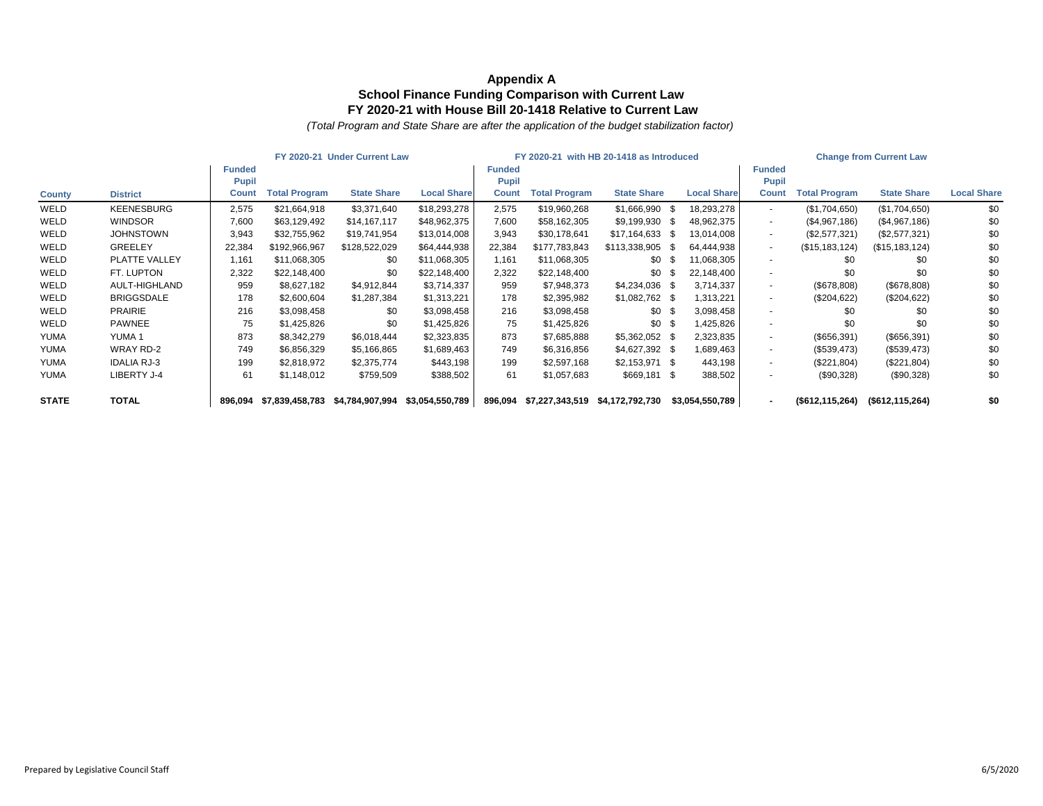## Appendix A
## School Finance Funding Comparison with Current Law
## FY 2020-21 with House Bill 20-1418 Relative to Current Law

*(Total Program and State Share are after the application of the budget stabilization factor)*

| | | FY 2020-21 Under Current Law | | | | FY 2020-21 with HB 20-1418 as Introduced | | | | Change from Current Law | | | |
|---|---|---|---|---|---|---|---|---|---|---|---|---|---|
| County | District | Funded Pupil Count | Total Program | State Share | Local Share | Funded Pupil Count | Total Program | State Share | Local Share | Funded Pupil Count | Total Program | State Share | Local Share |
| WELD | KEENESBURG | 2,575 | $21,664,918 | $3,371,640 | $18,293,278 | 2,575 | $19,960,268 | $1,666,990 | $ 18,293,278 | - | ($1,704,650) | ($1,704,650) | $0 |
| WELD | WINDSOR | 7,600 | $63,129,492 | $14,167,117 | $48,962,375 | 7,600 | $58,162,305 | $9,199,930 | $ 48,962,375 | - | ($4,967,186) | ($4,967,186) | $0 |
| WELD | JOHNSTOWN | 3,943 | $32,755,962 | $19,741,954 | $13,014,008 | 3,943 | $30,178,641 | $17,164,633 | $ 13,014,008 | - | ($2,577,321) | ($2,577,321) | $0 |
| WELD | GREELEY | 22,384 | $192,966,967 | $128,522,029 | $64,444,938 | 22,384 | $177,783,843 | $113,338,905 | $ 64,444,938 | - | ($15,183,124) | ($15,183,124) | $0 |
| WELD | PLATTE VALLEY | 1,161 | $11,068,305 | $0 | $11,068,305 | 1,161 | $11,068,305 | $0 | $ 11,068,305 | - | $0 | $0 | $0 |
| WELD | FT. LUPTON | 2,322 | $22,148,400 | $0 | $22,148,400 | 2,322 | $22,148,400 | $0 | $ 22,148,400 | - | $0 | $0 | $0 |
| WELD | AULT-HIGHLAND | 959 | $8,627,182 | $4,912,844 | $3,714,337 | 959 | $7,948,373 | $4,234,036 | $ 3,714,337 | - | ($678,808) | ($678,808) | $0 |
| WELD | BRIGGSDALE | 178 | $2,600,604 | $1,287,384 | $1,313,221 | 178 | $2,395,982 | $1,082,762 | $ 1,313,221 | - | ($204,622) | ($204,622) | $0 |
| WELD | PRAIRIE | 216 | $3,098,458 | $0 | $3,098,458 | 216 | $3,098,458 | $0 | $ 3,098,458 | - | $0 | $0 | $0 |
| WELD | PAWNEE | 75 | $1,425,826 | $0 | $1,425,826 | 75 | $1,425,826 | $0 | $ 1,425,826 | - | $0 | $0 | $0 |
| YUMA | YUMA 1 | 873 | $8,342,279 | $6,018,444 | $2,323,835 | 873 | $7,685,888 | $5,362,052 | $ 2,323,835 | - | ($656,391) | ($656,391) | $0 |
| YUMA | WRAY RD-2 | 749 | $6,856,329 | $5,166,865 | $1,689,463 | 749 | $6,316,856 | $4,627,392 | $ 1,689,463 | - | ($539,473) | ($539,473) | $0 |
| YUMA | IDALIA RJ-3 | 199 | $2,818,972 | $2,375,774 | $443,198 | 199 | $2,597,168 | $2,153,971 | $ 443,198 | - | ($221,804) | ($221,804) | $0 |
| YUMA | LIBERTY J-4 | 61 | $1,148,012 | $759,509 | $388,502 | 61 | $1,057,683 | $669,181 | $ 388,502 | - | ($90,328) | ($90,328) | $0 |
| **STATE** | **TOTAL** | **896,094** | **$7,839,458,783** | **$4,784,907,994** | **$3,054,550,789** | **896,094** | **$7,227,343,519** | **$4,172,792,730** | **$3,054,550,789** | **-** | **($612,115,264)** | **($612,115,264)** | **$0** |

Prepared by Legislative Council Staff

6/5/2020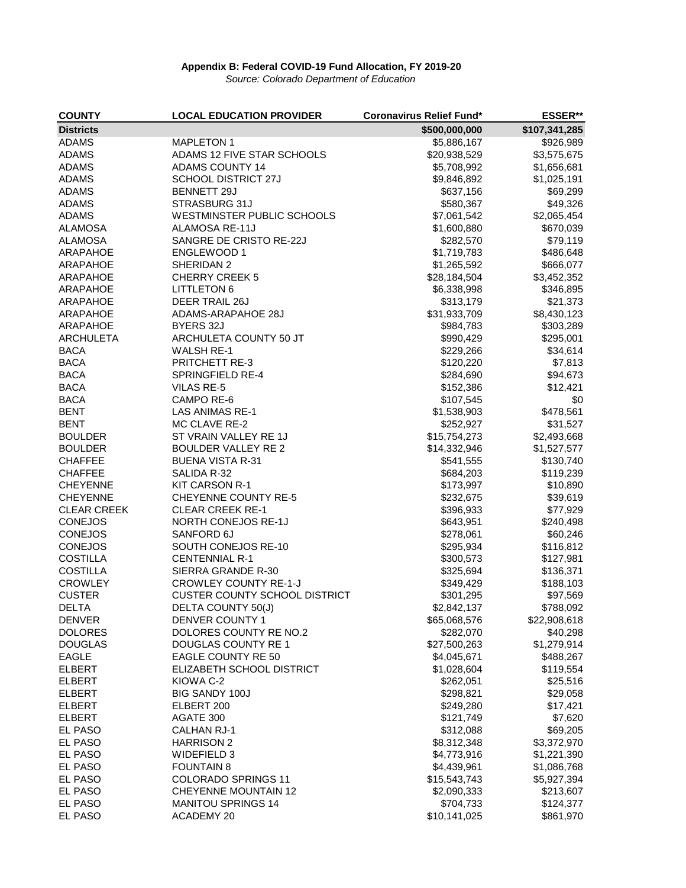**Appendix B: Federal COVID-19 Fund Allocation, FY 2019-20**

*Source: Colorado Department of Education*

| COUNTY | LOCAL EDUCATION PROVIDER | Coronavirus Relief Fund* | ESSER** |
|---|---|---|---|
| **Districts** | | **$500,000,000** | **$107,341,285** |
| ADAMS | MAPLETON 1 | $5,886,167 | $926,989 |
| ADAMS | ADAMS 12 FIVE STAR SCHOOLS | $20,938,529 | $3,575,675 |
| ADAMS | ADAMS COUNTY 14 | $5,708,992 | $1,656,681 |
| ADAMS | SCHOOL DISTRICT 27J | $9,846,892 | $1,025,191 |
| ADAMS | BENNETT 29J | $637,156 | $69,299 |
| ADAMS | STRASBURG 31J | $580,367 | $49,326 |
| ADAMS | WESTMINSTER PUBLIC SCHOOLS | $7,061,542 | $2,065,454 |
| ALAMOSA | ALAMOSA RE-11J | $1,600,880 | $670,039 |
| ALAMOSA | SANGRE DE CRISTO RE-22J | $282,570 | $79,119 |
| ARAPAHOE | ENGLEWOOD 1 | $1,719,783 | $486,648 |
| ARAPAHOE | SHERIDAN 2 | $1,265,592 | $666,077 |
| ARAPAHOE | CHERRY CREEK 5 | $28,184,504 | $3,452,352 |
| ARAPAHOE | LITTLETON 6 | $6,338,998 | $346,895 |
| ARAPAHOE | DEER TRAIL 26J | $313,179 | $21,373 |
| ARAPAHOE | ADAMS-ARAPAHOE 28J | $31,933,709 | $8,430,123 |
| ARAPAHOE | BYERS 32J | $984,783 | $303,289 |
| ARCHULETA | ARCHULETA COUNTY 50 JT | $990,429 | $295,001 |
| BACA | WALSH RE-1 | $229,266 | $34,614 |
| BACA | PRITCHETT RE-3 | $120,220 | $7,813 |
| BACA | SPRINGFIELD RE-4 | $284,690 | $94,673 |
| BACA | VILAS RE-5 | $152,386 | $12,421 |
| BACA | CAMPO RE-6 | $107,545 | $0 |
| BENT | LAS ANIMAS RE-1 | $1,538,903 | $478,561 |
| BENT | MC CLAVE RE-2 | $252,927 | $31,527 |
| BOULDER | ST VRAIN VALLEY RE 1J | $15,754,273 | $2,493,668 |
| BOULDER | BOULDER VALLEY RE 2 | $14,332,946 | $1,527,577 |
| CHAFFEE | BUENA VISTA R-31 | $541,555 | $130,740 |
| CHAFFEE | SALIDA R-32 | $684,203 | $119,239 |
| CHEYENNE | KIT CARSON R-1 | $173,997 | $10,890 |
| CHEYENNE | CHEYENNE COUNTY RE-5 | $232,675 | $39,619 |
| CLEAR CREEK | CLEAR CREEK RE-1 | $396,933 | $77,929 |
| CONEJOS | NORTH CONEJOS RE-1J | $643,951 | $240,498 |
| CONEJOS | SANFORD 6J | $278,061 | $60,246 |
| CONEJOS | SOUTH CONEJOS RE-10 | $295,934 | $116,812 |
| COSTILLA | CENTENNIAL R-1 | $300,573 | $127,981 |
| COSTILLA | SIERRA GRANDE R-30 | $325,694 | $136,371 |
| CROWLEY | CROWLEY COUNTY RE-1-J | $349,429 | $188,103 |
| CUSTER | CUSTER COUNTY SCHOOL DISTRICT | $301,295 | $97,569 |
| DELTA | DELTA COUNTY 50(J) | $2,842,137 | $788,092 |
| DENVER | DENVER COUNTY 1 | $65,068,576 | $22,908,618 |
| DOLORES | DOLORES COUNTY RE NO.2 | $282,070 | $40,298 |
| DOUGLAS | DOUGLAS COUNTY RE 1 | $27,500,263 | $1,279,914 |
| EAGLE | EAGLE COUNTY RE 50 | $4,045,671 | $488,267 |
| ELBERT | ELIZABETH SCHOOL DISTRICT | $1,028,604 | $119,554 |
| ELBERT | KIOWA C-2 | $262,051 | $25,516 |
| ELBERT | BIG SANDY 100J | $298,821 | $29,058 |
| ELBERT | ELBERT 200 | $249,280 | $17,421 |
| ELBERT | AGATE 300 | $121,749 | $7,620 |
| EL PASO | CALHAN RJ-1 | $312,088 | $69,205 |
| EL PASO | HARRISON 2 | $8,312,348 | $3,372,970 |
| EL PASO | WIDEFIELD 3 | $4,773,916 | $1,221,390 |
| EL PASO | FOUNTAIN 8 | $4,439,961 | $1,086,768 |
| EL PASO | COLORADO SPRINGS 11 | $15,543,743 | $5,927,394 |
| EL PASO | CHEYENNE MOUNTAIN 12 | $2,090,333 | $213,607 |
| EL PASO | MANITOU SPRINGS 14 | $704,733 | $124,377 |
| EL PASO | ACADEMY 20 | $10,141,025 | $861,970 |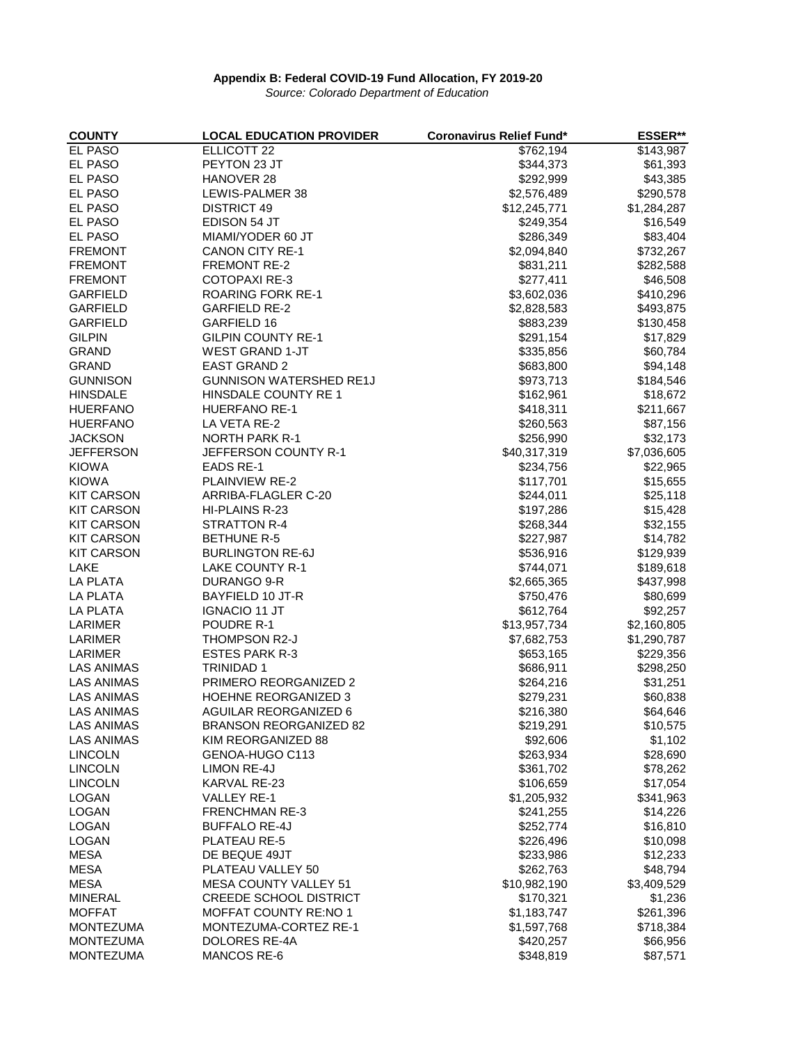**Appendix B: Federal COVID-19 Fund Allocation, FY 2019-20**

*Source: Colorado Department of Education*

| COUNTY | LOCAL EDUCATION PROVIDER | Coronavirus Relief Fund* | ESSER** |
|---|---|---|---|
| EL PASO | ELLICOTT 22 | $762,194 | $143,987 |
| EL PASO | PEYTON 23 JT | $344,373 | $61,393 |
| EL PASO | HANOVER 28 | $292,999 | $43,385 |
| EL PASO | LEWIS-PALMER 38 | $2,576,489 | $290,578 |
| EL PASO | DISTRICT 49 | $12,245,771 | $1,284,287 |
| EL PASO | EDISON 54 JT | $249,354 | $16,549 |
| EL PASO | MIAMI/YODER 60 JT | $286,349 | $83,404 |
| FREMONT | CANON CITY RE-1 | $2,094,840 | $732,267 |
| FREMONT | FREMONT RE-2 | $831,211 | $282,588 |
| FREMONT | COTOPAXI RE-3 | $277,411 | $46,508 |
| GARFIELD | ROARING FORK RE-1 | $3,602,036 | $410,296 |
| GARFIELD | GARFIELD RE-2 | $2,828,583 | $493,875 |
| GARFIELD | GARFIELD 16 | $883,239 | $130,458 |
| GILPIN | GILPIN COUNTY RE-1 | $291,154 | $17,829 |
| GRAND | WEST GRAND 1-JT | $335,856 | $60,784 |
| GRAND | EAST GRAND 2 | $683,800 | $94,148 |
| GUNNISON | GUNNISON WATERSHED RE1J | $973,713 | $184,546 |
| HINSDALE | HINSDALE COUNTY RE 1 | $162,961 | $18,672 |
| HUERFANO | HUERFANO RE-1 | $418,311 | $211,667 |
| HUERFANO | LA VETA RE-2 | $260,563 | $87,156 |
| JACKSON | NORTH PARK R-1 | $256,990 | $32,173 |
| JEFFERSON | JEFFERSON COUNTY R-1 | $40,317,319 | $7,036,605 |
| KIOWA | EADS RE-1 | $234,756 | $22,965 |
| KIOWA | PLAINVIEW RE-2 | $117,701 | $15,655 |
| KIT CARSON | ARRIBA-FLAGLER C-20 | $244,011 | $25,118 |
| KIT CARSON | HI-PLAINS R-23 | $197,286 | $15,428 |
| KIT CARSON | STRATTON R-4 | $268,344 | $32,155 |
| KIT CARSON | BETHUNE R-5 | $227,987 | $14,782 |
| KIT CARSON | BURLINGTON RE-6J | $536,916 | $129,939 |
| LAKE | LAKE COUNTY R-1 | $744,071 | $189,618 |
| LA PLATA | DURANGO 9-R | $2,665,365 | $437,998 |
| LA PLATA | BAYFIELD 10 JT-R | $750,476 | $80,699 |
| LA PLATA | IGNACIO 11 JT | $612,764 | $92,257 |
| LARIMER | POUDRE R-1 | $13,957,734 | $2,160,805 |
| LARIMER | THOMPSON R2-J | $7,682,753 | $1,290,787 |
| LARIMER | ESTES PARK R-3 | $653,165 | $229,356 |
| LAS ANIMAS | TRINIDAD 1 | $686,911 | $298,250 |
| LAS ANIMAS | PRIMERO REORGANIZED 2 | $264,216 | $31,251 |
| LAS ANIMAS | HOEHNE REORGANIZED 3 | $279,231 | $60,838 |
| LAS ANIMAS | AGUILAR REORGANIZED 6 | $216,380 | $64,646 |
| LAS ANIMAS | BRANSON REORGANIZED 82 | $219,291 | $10,575 |
| LAS ANIMAS | KIM REORGANIZED 88 | $92,606 | $1,102 |
| LINCOLN | GENOA-HUGO C113 | $263,934 | $28,690 |
| LINCOLN | LIMON RE-4J | $361,702 | $78,262 |
| LINCOLN | KARVAL RE-23 | $106,659 | $17,054 |
| LOGAN | VALLEY RE-1 | $1,205,932 | $341,963 |
| LOGAN | FRENCHMAN RE-3 | $241,255 | $14,226 |
| LOGAN | BUFFALO RE-4J | $252,774 | $16,810 |
| LOGAN | PLATEAU RE-5 | $226,496 | $10,098 |
| MESA | DE BEQUE 49JT | $233,986 | $12,233 |
| MESA | PLATEAU VALLEY 50 | $262,763 | $48,794 |
| MESA | MESA COUNTY VALLEY 51 | $10,982,190 | $3,409,529 |
| MINERAL | CREEDE SCHOOL DISTRICT | $170,321 | $1,236 |
| MOFFAT | MOFFAT COUNTY RE:NO 1 | $1,183,747 | $261,396 |
| MONTEZUMA | MONTEZUMA-CORTEZ RE-1 | $1,597,768 | $718,384 |
| MONTEZUMA | DOLORES RE-4A | $420,257 | $66,956 |
| MONTEZUMA | MANCOS RE-6 | $348,819 | $87,571 |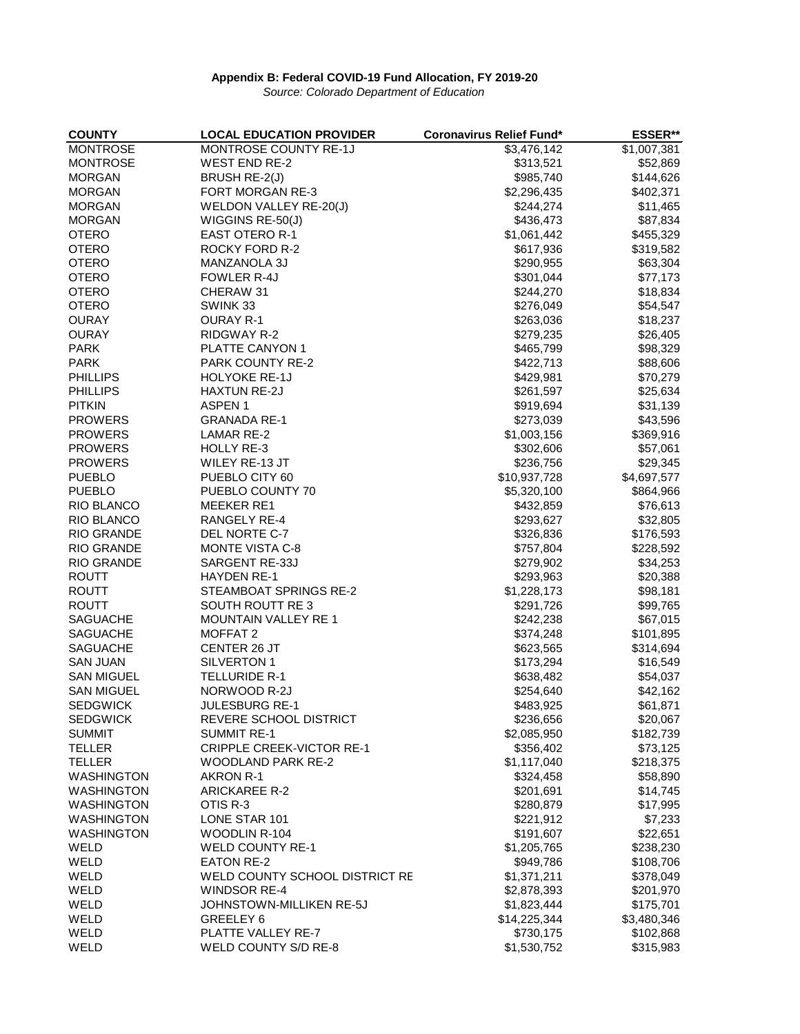**Appendix B: Federal COVID-19 Fund Allocation, FY 2019-20**

*Source: Colorado Department of Education*

| COUNTY | LOCAL EDUCATION PROVIDER | Coronavirus Relief Fund* | ESSER** |
|---|---|---|---|
| MONTROSE | MONTROSE COUNTY RE-1J | $3,476,142 | $1,007,381 |
| MONTROSE | WEST END RE-2 | $313,521 | $52,869 |
| MORGAN | BRUSH RE-2(J) | $985,740 | $144,626 |
| MORGAN | FORT MORGAN RE-3 | $2,296,435 | $402,371 |
| MORGAN | WELDON VALLEY RE-20(J) | $244,274 | $11,465 |
| MORGAN | WIGGINS RE-50(J) | $436,473 | $87,834 |
| OTERO | EAST OTERO R-1 | $1,061,442 | $455,329 |
| OTERO | ROCKY FORD R-2 | $617,936 | $319,582 |
| OTERO | MANZANOLA 3J | $290,955 | $63,304 |
| OTERO | FOWLER R-4J | $301,044 | $77,173 |
| OTERO | CHERAW 31 | $244,270 | $18,834 |
| OTERO | SWINK 33 | $276,049 | $54,547 |
| OURAY | OURAY R-1 | $263,036 | $18,237 |
| OURAY | RIDGWAY R-2 | $279,235 | $26,405 |
| PARK | PLATTE CANYON 1 | $465,799 | $98,329 |
| PARK | PARK COUNTY RE-2 | $422,713 | $88,606 |
| PHILLIPS | HOLYOKE RE-1J | $429,981 | $70,279 |
| PHILLIPS | HAXTUN RE-2J | $261,597 | $25,634 |
| PITKIN | ASPEN 1 | $919,694 | $31,139 |
| PROWERS | GRANADA RE-1 | $273,039 | $43,596 |
| PROWERS | LAMAR RE-2 | $1,003,156 | $369,916 |
| PROWERS | HOLLY RE-3 | $302,606 | $57,061 |
| PROWERS | WILEY RE-13 JT | $236,756 | $29,345 |
| PUEBLO | PUEBLO CITY 60 | $10,937,728 | $4,697,577 |
| PUEBLO | PUEBLO COUNTY 70 | $5,320,100 | $864,966 |
| RIO BLANCO | MEEKER RE1 | $432,859 | $76,613 |
| RIO BLANCO | RANGELY RE-4 | $293,627 | $32,805 |
| RIO GRANDE | DEL NORTE C-7 | $326,836 | $176,593 |
| RIO GRANDE | MONTE VISTA C-8 | $757,804 | $228,592 |
| RIO GRANDE | SARGENT RE-33J | $279,902 | $34,253 |
| ROUTT | HAYDEN RE-1 | $293,963 | $20,388 |
| ROUTT | STEAMBOAT SPRINGS RE-2 | $1,228,173 | $98,181 |
| ROUTT | SOUTH ROUTT RE 3 | $291,726 | $99,765 |
| SAGUACHE | MOUNTAIN VALLEY RE 1 | $242,238 | $67,015 |
| SAGUACHE | MOFFAT 2 | $374,248 | $101,895 |
| SAGUACHE | CENTER 26 JT | $623,565 | $314,694 |
| SAN JUAN | SILVERTON 1 | $173,294 | $16,549 |
| SAN MIGUEL | TELLURIDE R-1 | $638,482 | $54,037 |
| SAN MIGUEL | NORWOOD R-2J | $254,640 | $42,162 |
| SEDGWICK | JULESBURG RE-1 | $483,925 | $61,871 |
| SEDGWICK | REVERE SCHOOL DISTRICT | $236,656 | $20,067 |
| SUMMIT | SUMMIT RE-1 | $2,085,950 | $182,739 |
| TELLER | CRIPPLE CREEK-VICTOR RE-1 | $356,402 | $73,125 |
| TELLER | WOODLAND PARK RE-2 | $1,117,040 | $218,375 |
| WASHINGTON | AKRON R-1 | $324,458 | $58,890 |
| WASHINGTON | ARICKAREE R-2 | $201,691 | $14,745 |
| WASHINGTON | OTIS R-3 | $280,879 | $17,995 |
| WASHINGTON | LONE STAR 101 | $221,912 | $7,233 |
| WASHINGTON | WOODLIN R-104 | $191,607 | $22,651 |
| WELD | WELD COUNTY RE-1 | $1,205,765 | $238,230 |
| WELD | EATON RE-2 | $949,786 | $108,706 |
| WELD | WELD COUNTY SCHOOL DISTRICT RE | $1,371,211 | $378,049 |
| WELD | WINDSOR RE-4 | $2,878,393 | $201,970 |
| WELD | JOHNSTOWN-MILLIKEN RE-5J | $1,823,444 | $175,701 |
| WELD | GREELEY 6 | $14,225,344 | $3,480,346 |
| WELD | PLATTE VALLEY RE-7 | $730,175 | $102,868 |
| WELD | WELD COUNTY S/D RE-8 | $1,530,752 | $315,983 |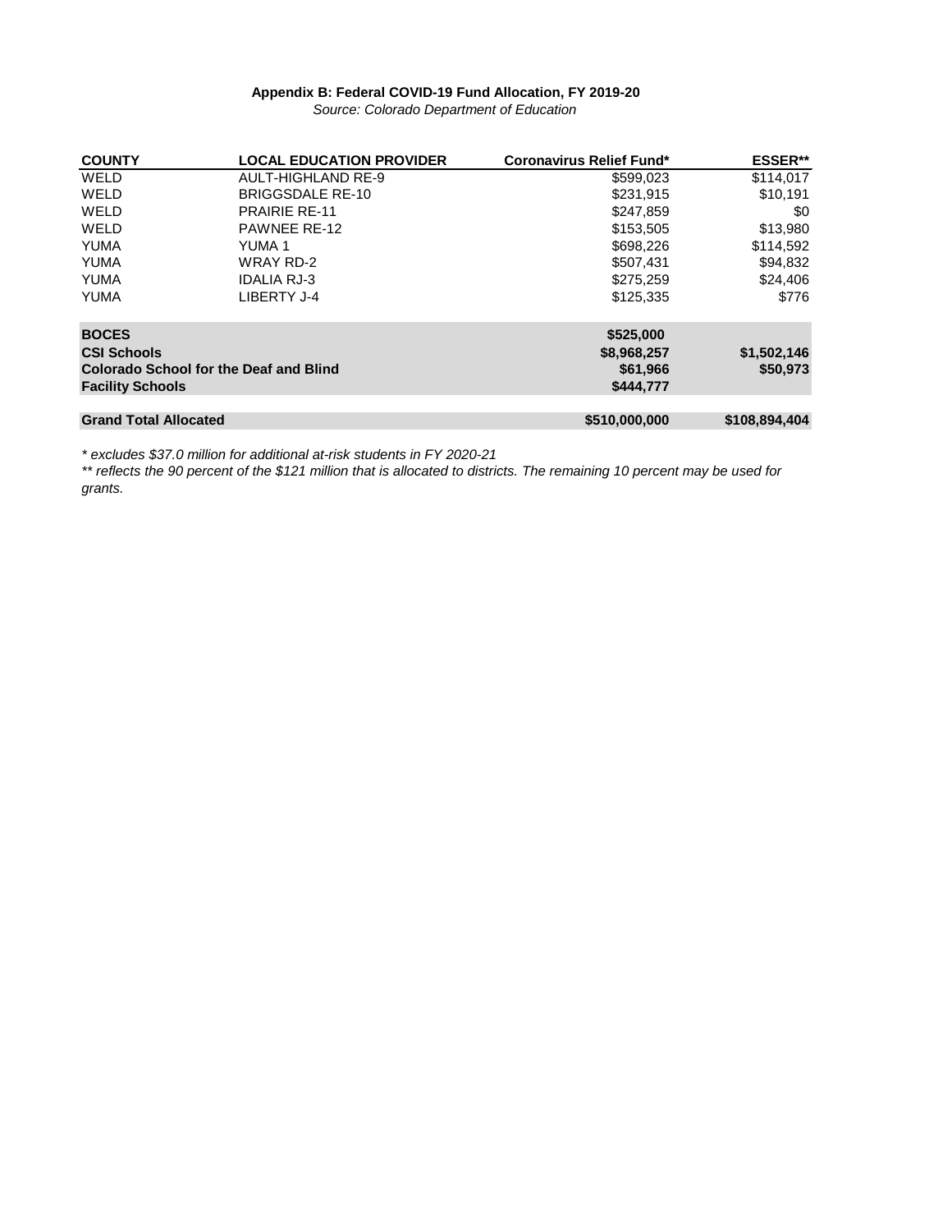**Appendix B: Federal COVID-19 Fund Allocation, FY 2019-20**

*Source: Colorado Department of Education*

| COUNTY | LOCAL EDUCATION PROVIDER | Coronavirus Relief Fund* | ESSER** |
|---|---|---|---|
| WELD | AULT-HIGHLAND RE-9 | $599,023 | $114,017 |
| WELD | BRIGGSDALE RE-10 | $231,915 | $10,191 |
| WELD | PRAIRIE RE-11 | $247,859 | $0 |
| WELD | PAWNEE RE-12 | $153,505 | $13,980 |
| YUMA | YUMA 1 | $698,226 | $114,592 |
| YUMA | WRAY RD-2 | $507,431 | $94,832 |
| YUMA | IDALIA RJ-3 | $275,259 | $24,406 |
| YUMA | LIBERTY J-4 | $125,335 | $776 |
| **BOCES** | | **$525,000** | |
| **CSI Schools** | | **$8,968,257** | **$1,502,146** |
| **Colorado School for the Deaf and Blind** | | **$61,966** | **$50,973** |
| **Facility Schools** | | **$444,777** | |
| **Grand Total Allocated** | | **$510,000,000** | **$108,894,404** |

*\* excludes $37.0 million for additional at-risk students in FY 2020-21*

*\*\* reflects the 90 percent of the $121 million that is allocated to districts. The remaining 10 percent may be used for grants.*